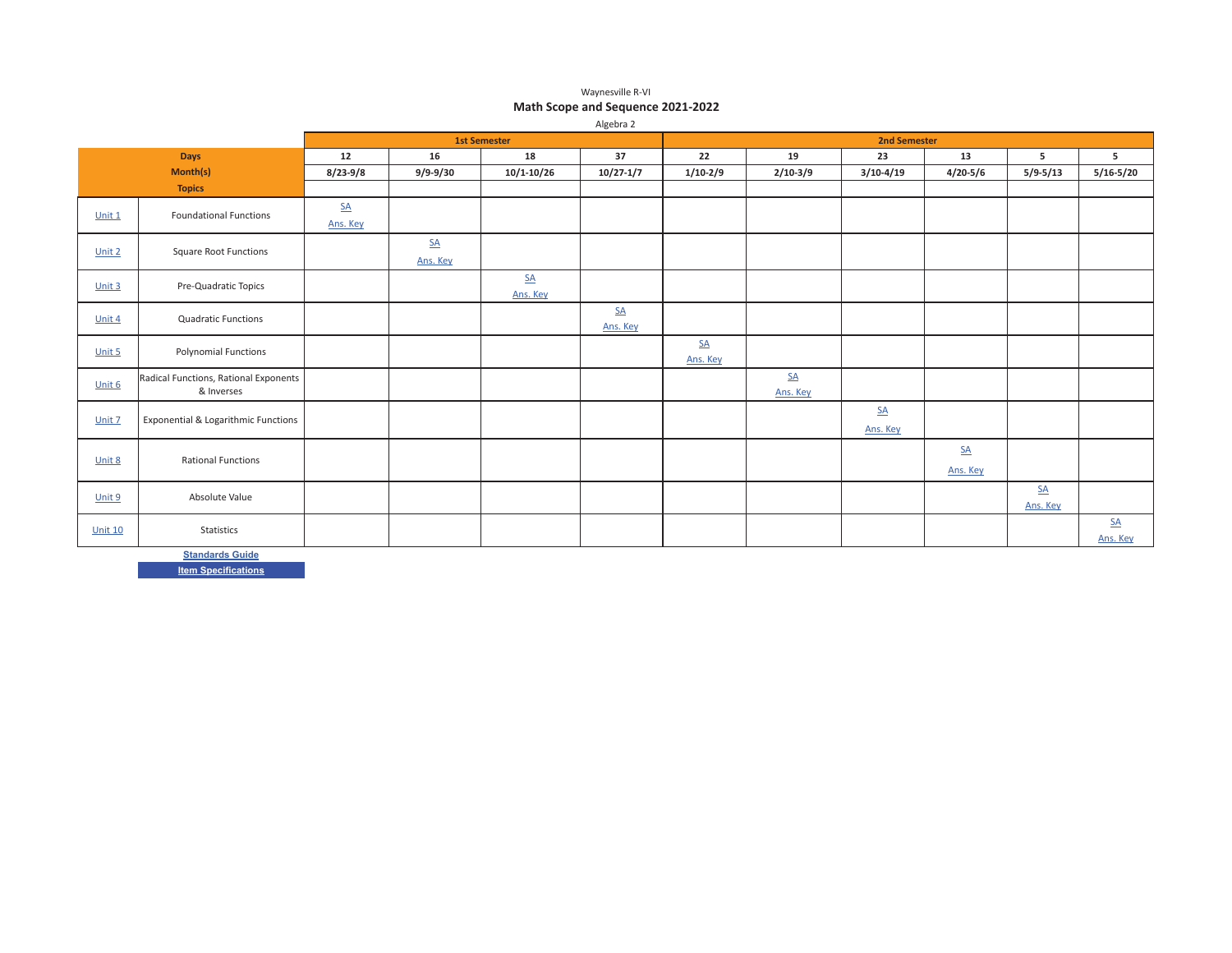Waynesville R-VI

## Math Scope and Sequence 2021-2022

Algebra 2

| | | 1st Semester | | | | 2nd Semester | | | | | |
|---|---|---|---|---|---|---|---|---|---|---|---|
| **Days** | | **12** | **16** | **18** | **37** | **22** | **19** | **23** | **13** | **5** | **5** |
| **Month(s)** | | **8/23-9/8** | **9/9-9/30** | **10/1-10/26** | **10/27-1/7** | **1/10-2/9** | **2/10-3/9** | **3/10-4/19** | **4/20-5/6** | **5/9-5/13** | **5/16-5/20** |
| **Topics** | | | | | | | | | | | |
| Unit 1 | Foundational Functions | SA Ans. Key | | | | | | | | | |
| Unit 2 | Square Root Functions | | SA Ans. Key | | | | | | | | |
| Unit 3 | Pre-Quadratic Topics | | | SA Ans. Key | | | | | | | |
| Unit 4 | Quadratic Functions | | | | SA Ans. Key | | | | | | |
| Unit 5 | Polynomial Functions | | | | | SA Ans. Key | | | | | |
| Unit 6 | Radical Functions, Rational Exponents & Inverses | | | | | | SA Ans. Key | | | | |
| Unit 7 | Exponential & Logarithmic Functions | | | | | | | SA Ans. Key | | | |
| Unit 8 | Rational Functions | | | | | | | | SA Ans. Key | | |
| Unit 9 | Absolute Value | | | | | | | | | SA Ans. Key | |
| Unit 10 | Statistics | | | | | | | | | | SA Ans. Key |

**Standards Guide**

**Item Specifications**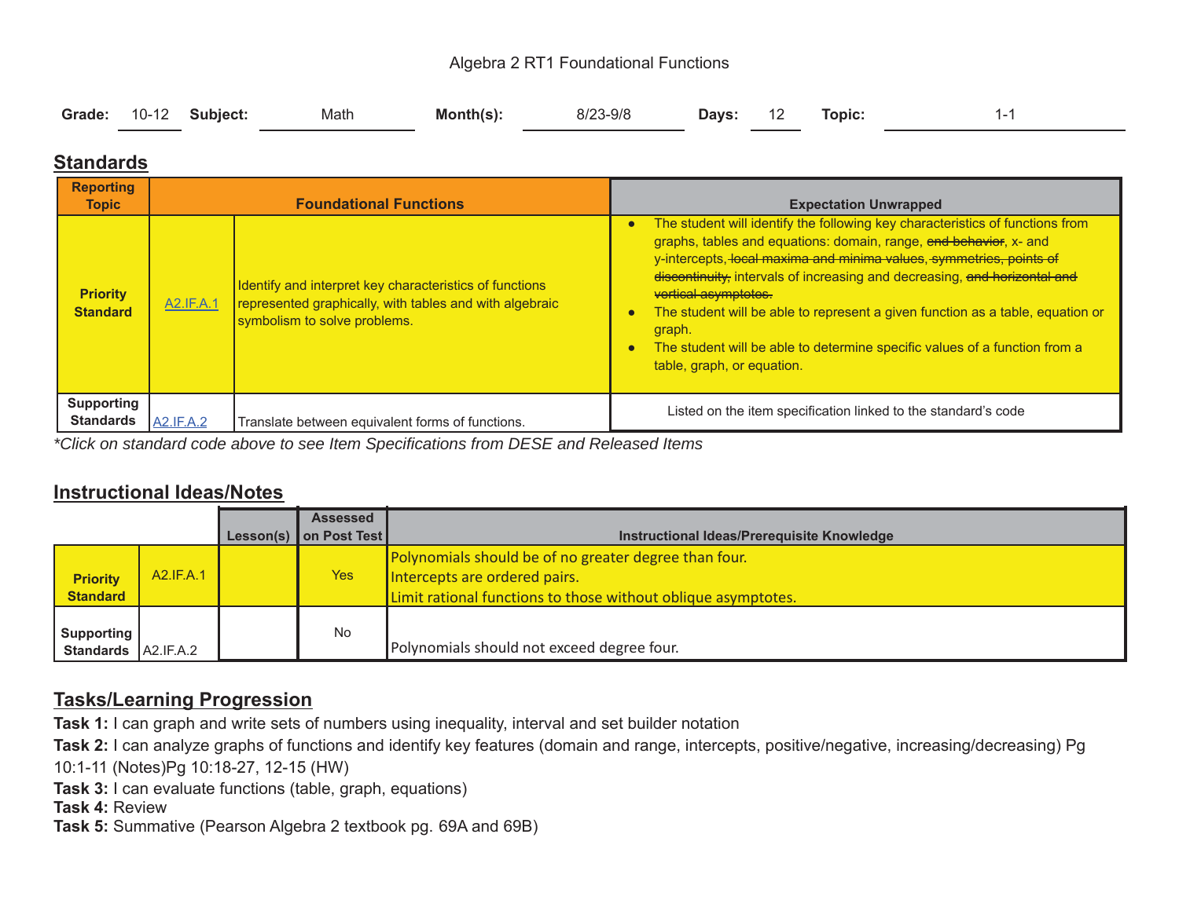Algebra 2 RT1 Foundational Functions

**Grade:** 10-12 **Subject:** Math **Month(s):** 8/23-9/8 **Days:** 12 **Topic:** 1-1

## Standards

| Reporting Topic | Foundational Functions | | Expectation Unwrapped |
|---|---|---|---|
| **Priority Standard** | A2.IF.A.1 | Identify and interpret key characteristics of functions represented graphically, with tables and with algebraic symbolism to solve problems. | • The student will identify the following key characteristics of functions from graphs, tables and equations: domain, range, ~~end behavior~~, x- and y-intercepts, ~~local maxima and minima values, symmetries, points of discontinuity,~~ intervals of increasing and decreasing, ~~and horizontal and vertical asymptotes.~~ <br>• The student will be able to represent a given function as a table, equation or graph. <br>• The student will be able to determine specific values of a function from a table, graph, or equation. |
| **Supporting Standards** | A2.IF.A.2 | Translate between equivalent forms of functions. | Listed on the item specification linked to the standard's code |

*\*Click on standard code above to see Item Specifications from DESE and Released Items*

## Instructional Ideas/Notes

| | | Lesson(s) | Assessed on Post Test | Instructional Ideas/Prerequisite Knowledge |
|---|---|---|---|---|
| **Priority Standard** | A2.IF.A.1 | | Yes | Polynomials should be of no greater degree than four.<br>Intercepts are ordered pairs.<br>Limit rational functions to those without oblique asymptotes. |
| **Supporting Standards** | A2.IF.A.2 | | No | Polynomials should not exceed degree four. |

## Tasks/Learning Progression

**Task 1:** I can graph and write sets of numbers using inequality, interval and set builder notation

**Task 2:** I can analyze graphs of functions and identify key features (domain and range, intercepts, positive/negative, increasing/decreasing) Pg 10:1-11 (Notes)Pg 10:18-27, 12-15 (HW)

**Task 3:** I can evaluate functions (table, graph, equations)

**Task 4:** Review

**Task 5:** Summative (Pearson Algebra 2 textbook pg. 69A and 69B)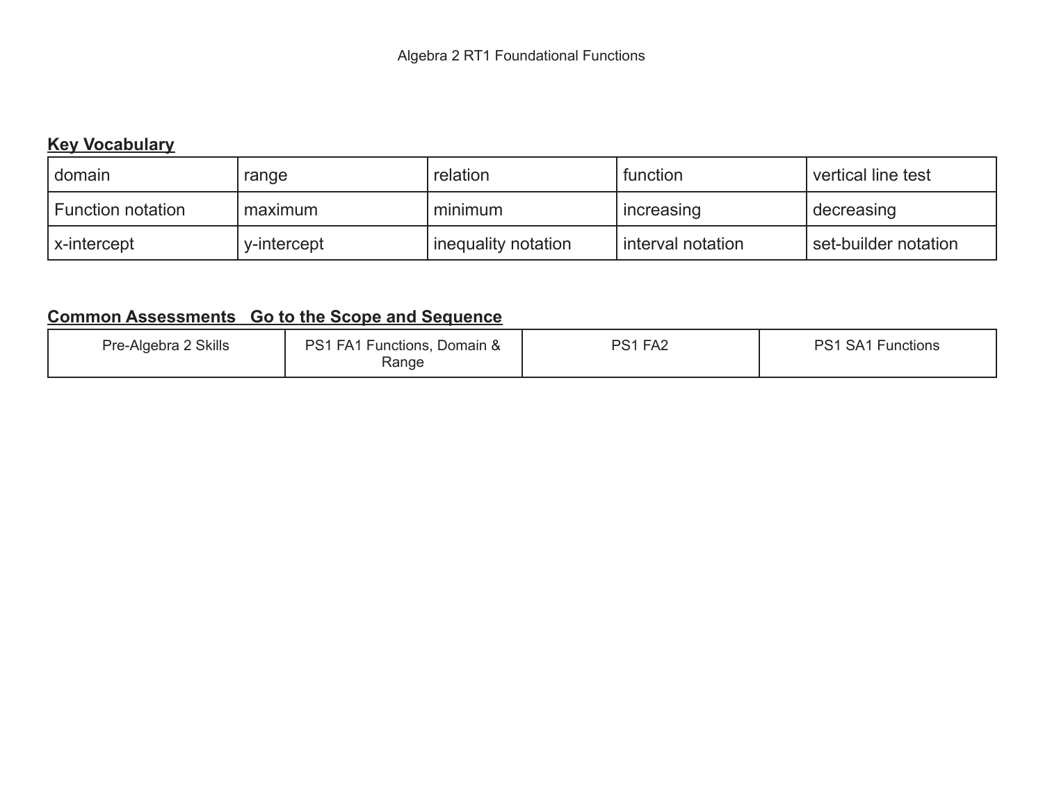Algebra 2 RT1 Foundational Functions

**Key Vocabulary**

| | | | | |
|---|---|---|---|---|
| domain | range | relation | function | vertical line test |
| Function notation | maximum | minimum | increasing | decreasing |
| x-intercept | y-intercept | inequality notation | interval notation | set-builder notation |

**Common Assessments   Go to the Scope and Sequence**

| | | | |
|---|---|---|---|
| Pre-Algebra 2 Skills | PS1 FA1 Functions, Domain & Range | PS1 FA2 | PS1 SA1 Functions |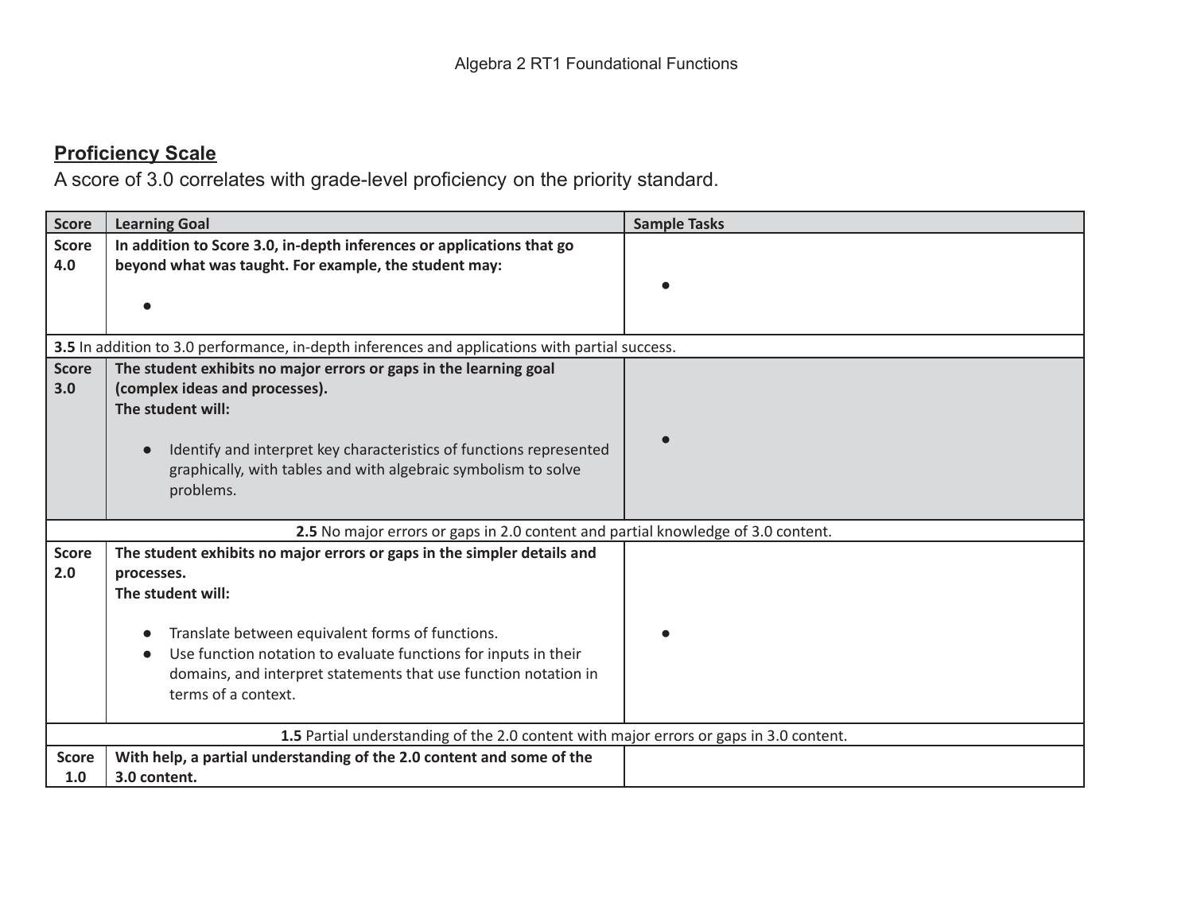## Proficiency Scale

A score of 3.0 correlates with grade-level proficiency on the priority standard.

| Score | Learning Goal | Sample Tasks |
|---|---|---|
| **Score 4.0** | **In addition to Score 3.0, in-depth inferences or applications that go beyond what was taught. For example, the student may:**<br><br>● | ● |
| **3.5** In addition to 3.0 performance, in-depth inferences and applications with partial success. | | |
| **Score 3.0** | **The student exhibits no major errors or gaps in the learning goal (complex ideas and processes).**<br>**The student will:**<br><br>● Identify and interpret key characteristics of functions represented graphically, with tables and with algebraic symbolism to solve problems. | ● |
| **2.5** No major errors or gaps in 2.0 content and partial knowledge of 3.0 content. | | |
| **Score 2.0** | **The student exhibits no major errors or gaps in the simpler details and processes.**<br>**The student will:**<br><br>● Translate between equivalent forms of functions.<br>● Use function notation to evaluate functions for inputs in their domains, and interpret statements that use function notation in terms of a context. | ● |
| **1.5** Partial understanding of the 2.0 content with major errors or gaps in 3.0 content. | | |
| **Score 1.0** | **With help, a partial understanding of the 2.0 content and some of the 3.0 content.** | |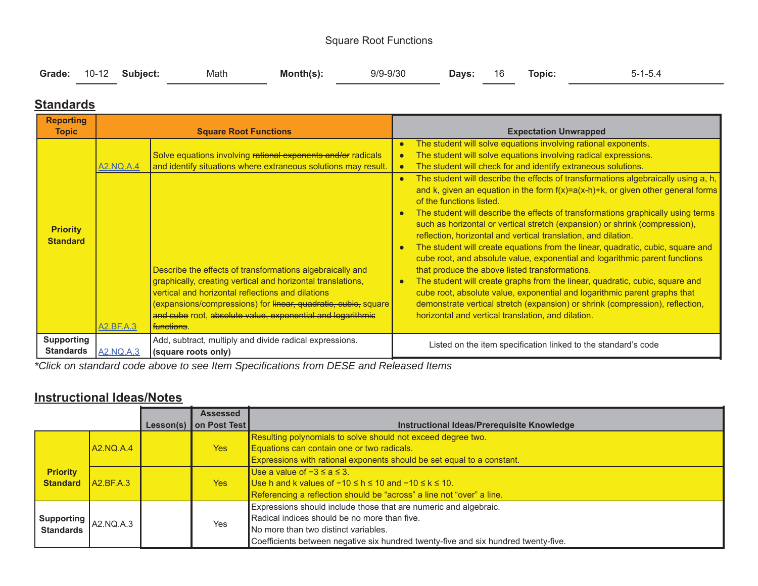Square Root Functions

**Grade:** 10-12 **Subject:** Math **Month(s):** 9/9-9/30 **Days:** 16 **Topic:** 5-1-5.4

## Standards

| Reporting Topic | Square Root Functions | | Expectation Unwrapped |
|---|---|---|---|
| Priority Standard | A2.NQ.A.4 | Solve equations involving ~~rational exponents and/or~~ radicals and identify situations where extraneous solutions may result. | • The student will solve equations involving rational exponents.<br>• The student will solve equations involving radical expressions.<br>• The student will check for and identify extraneous solutions. |
| | A2.BF.A.3 | Describe the effects of transformations algebraically and graphically, creating vertical and horizontal translations, vertical and horizontal reflections and dilations (expansions/compressions) for ~~linear, quadratic, cubic,~~ square ~~and cube~~ root, ~~absolute value, exponential and logarithmic functions~~. | • The student will describe the effects of transformations algebraically using a, h, and k, given an equation in the form f(x)=a(x-h)+k, or given other general forms of the functions listed.<br>• The student will describe the effects of transformations graphically using terms such as horizontal or vertical stretch (expansion) or shrink (compression), reflection, horizontal and vertical translation, and dilation.<br>• The student will create equations from the linear, quadratic, cubic, square and cube root, and absolute value, exponential and logarithmic parent functions that produce the above listed transformations.<br>• The student will create graphs from the linear, quadratic, cubic, square and cube root, absolute value, exponential and logarithmic parent graphs that demonstrate vertical stretch (expansion) or shrink (compression), reflection, horizontal and vertical translation, and dilation. |
| Supporting Standards | A2.NQ.A.3 | Add, subtract, multiply and divide radical expressions. **(square roots only)** | Listed on the item specification linked to the standard's code |

*\*Click on standard code above to see Item Specifications from DESE and Released Items*

## Instructional Ideas/Notes

| | | Lesson(s) | Assessed on Post Test | Instructional Ideas/Prerequisite Knowledge |
|---|---|---|---|---|
| Priority Standard | A2.NQ.A.4 | | Yes | Resulting polynomials to solve should not exceed degree two.<br>Equations can contain one or two radicals.<br>Expressions with rational exponents should be set equal to a constant. |
| | A2.BF.A.3 | | Yes | Use a value of $-3 \le a \le 3$.<br>Use h and k values of $-10 \le h \le 10$ and $-10 \le k \le 10$.<br>Referencing a reflection should be "across" a line not "over" a line. |
| Supporting Standards | A2.NQ.A.3 | | Yes | Expressions should include those that are numeric and algebraic.<br>Radical indices should be no more than five.<br>No more than two distinct variables.<br>Coefficients between negative six hundred twenty-five and six hundred twenty-five. |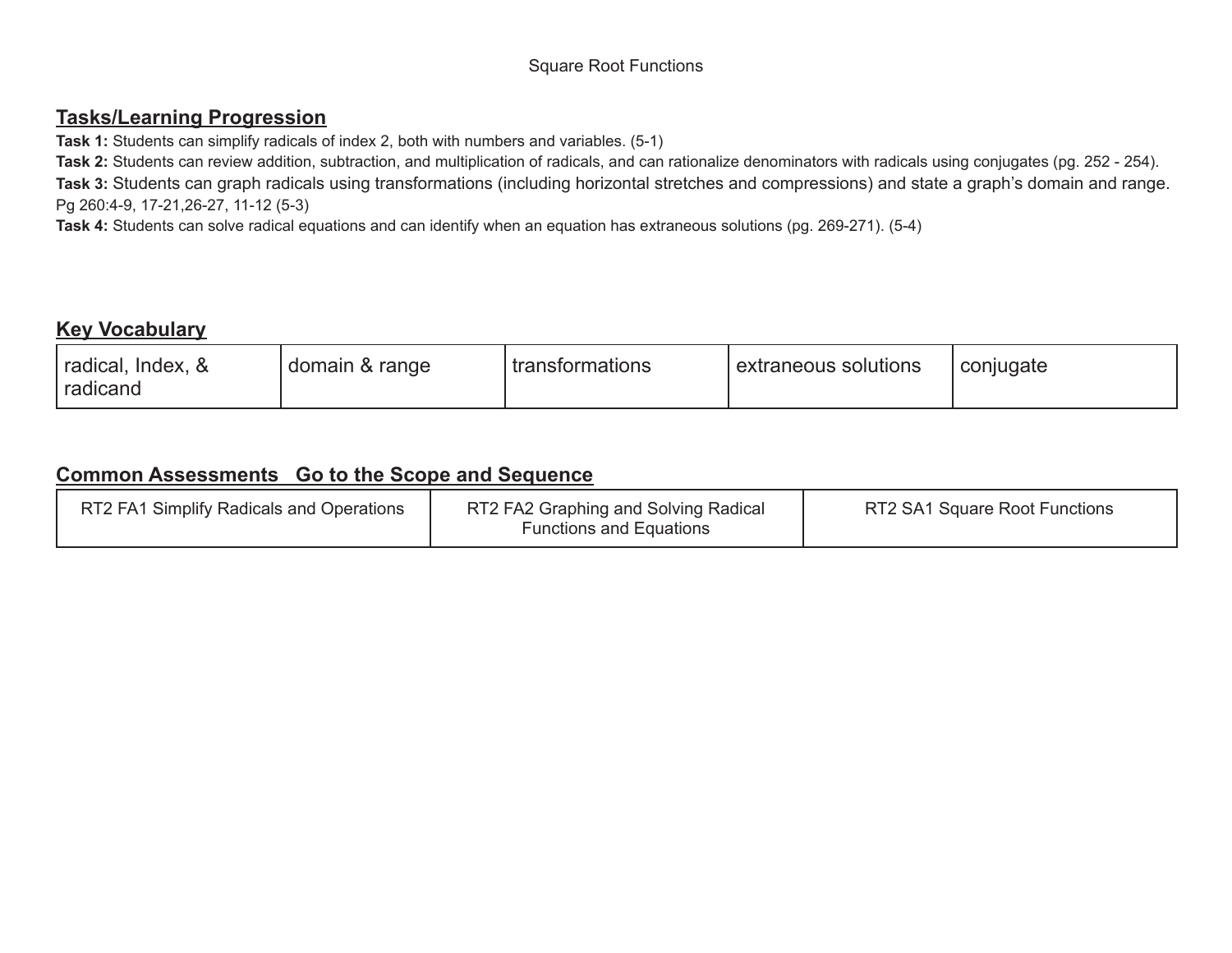Square Root Functions

## Tasks/Learning Progression

**Task 1:** Students can simplify radicals of index 2, both with numbers and variables. (5-1)

**Task 2:** Students can review addition, subtraction, and multiplication of radicals, and can rationalize denominators with radicals using conjugates (pg. 252 - 254).

**Task 3:** Students can graph radicals using transformations (including horizontal stretches and compressions) and state a graph's domain and range. Pg 260:4-9, 17-21,26-27, 11-12 (5-3)

**Task 4:** Students can solve radical equations and can identify when an equation has extraneous solutions (pg. 269-271). (5-4)

## Key Vocabulary

| radical, Index, & radicand | domain & range | transformations | extraneous solutions | conjugate |
|---|---|---|---|---|

## Common Assessments   Go to the Scope and Sequence

| RT2 FA1 Simplify Radicals and Operations | RT2 FA2 Graphing and Solving Radical Functions and Equations | RT2 SA1 Square Root Functions |
|---|---|---|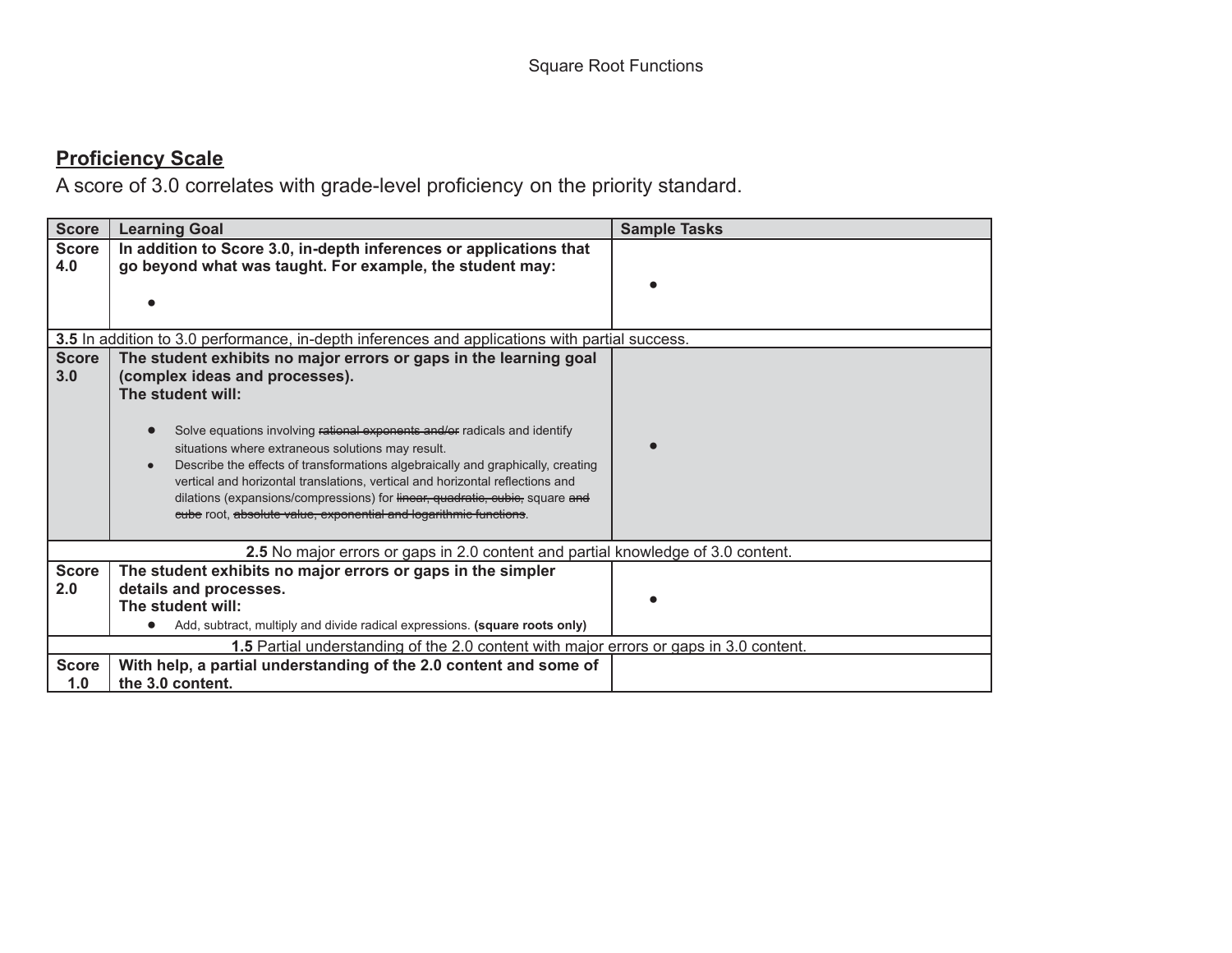Square Root Functions

## Proficiency Scale

A score of 3.0 correlates with grade-level proficiency on the priority standard.

| Score | Learning Goal | Sample Tasks |
|---|---|---|
| **Score 4.0** | **In addition to Score 3.0, in-depth inferences or applications that go beyond what was taught. For example, the student may:** <br> • | • |
| **3.5** In addition to 3.0 performance, in-depth inferences and applications with partial success. | | |
| **Score 3.0** | **The student exhibits no major errors or gaps in the learning goal (complex ideas and processes).** <br> **The student will:** <br> • Solve equations involving ~~rational exponents and/or~~ radicals and identify situations where extraneous solutions may result. <br> • Describe the effects of transformations algebraically and graphically, creating vertical and horizontal translations, vertical and horizontal reflections and dilations (expansions/compressions) for ~~linear, quadratic, cubic,~~ square ~~and cube~~ root, ~~absolute value, exponential and logarithmic functions~~. | • |
| **2.5** No major errors or gaps in 2.0 content and partial knowledge of 3.0 content. | | |
| **Score 2.0** | **The student exhibits no major errors or gaps in the simpler details and processes.** <br> **The student will:** <br> • Add, subtract, multiply and divide radical expressions. **(square roots only)** | • |
| **1.5** Partial understanding of the 2.0 content with major errors or gaps in 3.0 content. | | |
| **Score 1.0** | **With help, a partial understanding of the 2.0 content and some of the 3.0 content.** | |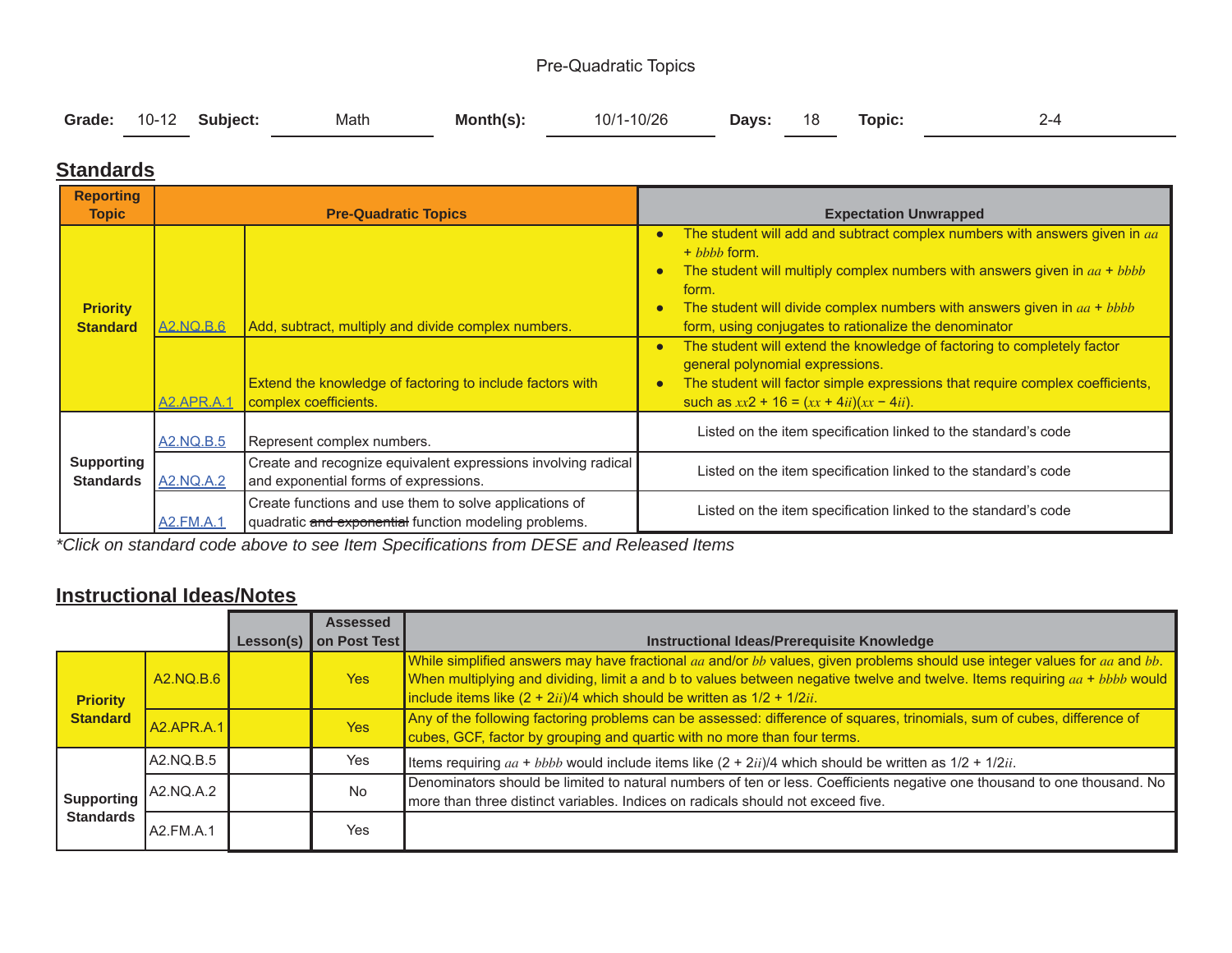# Pre-Quadratic Topics

**Grade:** 10-12 **Subject:** Math **Month(s):** 10/1-10/26 **Days:** 18 **Topic:** 2-4

## Standards

| Reporting Topic | Pre-Quadratic Topics | | Expectation Unwrapped |
|---|---|---|---|
| **Priority Standard** | A2.NQ.B.6 | Add, subtract, multiply and divide complex numbers. | • The student will add and subtract complex numbers with answers given in $a + bi$ form.<br>• The student will multiply complex numbers with answers given in $a + bi$ form.<br>• The student will divide complex numbers with answers given in $a + bi$ form, using conjugates to rationalize the denominator |
| | A2.APR.A.1 | Extend the knowledge of factoring to include factors with complex coefficients. | • The student will extend the knowledge of factoring to completely factor general polynomial expressions.<br>• The student will factor simple expressions that require complex coefficients, such as $x^2 + 16 = (x + 4i)(x - 4i)$. |
| **Supporting Standards** | A2.NQ.B.5 | Represent complex numbers. | Listed on the item specification linked to the standard's code |
| | A2.NQ.A.2 | Create and recognize equivalent expressions involving radical and exponential forms of expressions. | Listed on the item specification linked to the standard's code |
| | A2.FM.A.1 | Create functions and use them to solve applications of quadratic ~~and exponential~~ function modeling problems. | Listed on the item specification linked to the standard's code |

*\*Click on standard code above to see Item Specifications from DESE and Released Items*

## Instructional Ideas/Notes

| | | Lesson(s) | Assessed on Post Test | Instructional Ideas/Prerequisite Knowledge |
|---|---|---|---|---|
| **Priority Standard** | A2.NQ.B.6 | | Yes | While simplified answers may have fractional $a$ and/or $b$ values, given problems should use integer values for $a$ and $b$. When multiplying and dividing, limit a and b to values between negative twelve and twelve. Items requiring $a + bi$ would include items like $(2 + 2i)/4$ which should be written as $1/2 + 1/2i$. |
| | A2.APR.A.1 | | Yes | Any of the following factoring problems can be assessed: difference of squares, trinomials, sum of cubes, difference of cubes, GCF, factor by grouping and quartic with no more than four terms. |
| **Supporting Standards** | A2.NQ.B.5 | | Yes | Items requiring $a + bi$ would include items like $(2 + 2i)/4$ which should be written as $1/2 + 1/2i$. |
| | A2.NQ.A.2 | | No | Denominators should be limited to natural numbers of ten or less. Coefficients negative one thousand to one thousand. No more than three distinct variables. Indices on radicals should not exceed five. |
| | A2.FM.A.1 | | Yes | |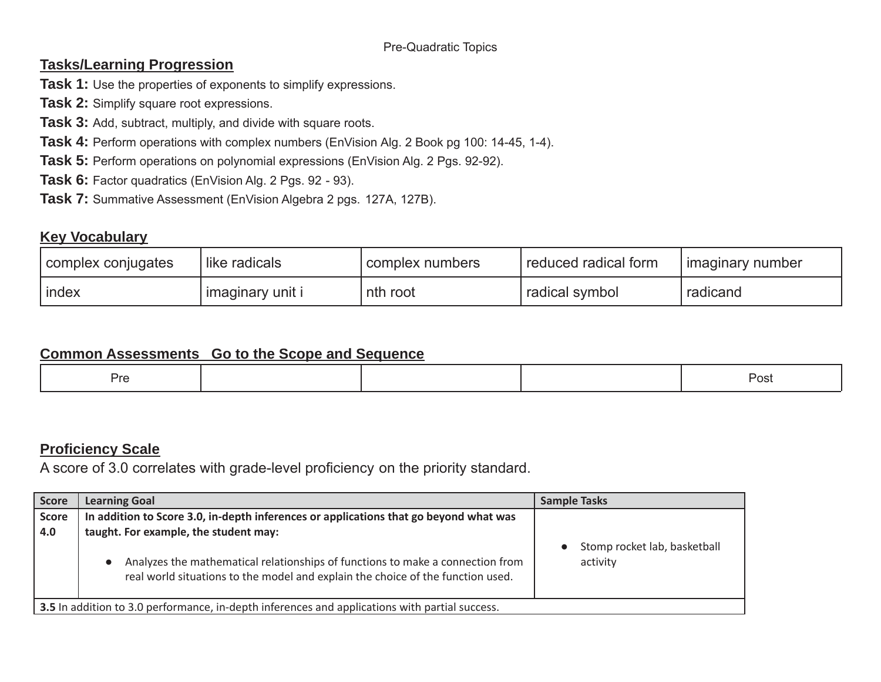Pre-Quadratic Topics

## Tasks/Learning Progression

**Task 1:** Use the properties of exponents to simplify expressions.

**Task 2:** Simplify square root expressions.

**Task 3:** Add, subtract, multiply, and divide with square roots.

**Task 4:** Perform operations with complex numbers (EnVision Alg. 2 Book pg 100: 14-45, 1-4).

**Task 5:** Perform operations on polynomial expressions (EnVision Alg. 2 Pgs. 92-92).

**Task 6:** Factor quadratics (EnVision Alg. 2 Pgs. 92 - 93).

**Task 7:** Summative Assessment (EnVision Algebra 2 pgs. 127A, 127B).

## Key Vocabulary

| complex conjugates | like radicals | complex numbers | reduced radical form | imaginary number |
|---|---|---|---|---|
| index | imaginary unit i | nth root | radical symbol | radicand |

## Common Assessments   Go to the Scope and Sequence

| Pre | | | | Post |
|---|---|---|---|---|

## Proficiency Scale

A score of 3.0 correlates with grade-level proficiency on the priority standard.

| Score | Learning Goal | Sample Tasks |
|---|---|---|
| **Score 4.0** | **In addition to Score 3.0, in-depth inferences or applications that go beyond what was taught. For example, the student may:** <br> • Analyzes the mathematical relationships of functions to make a connection from real world situations to the model and explain the choice of the function used. | • Stomp rocket lab, basketball activity |
| **3.5** In addition to 3.0 performance, in-depth inferences and applications with partial success. | | |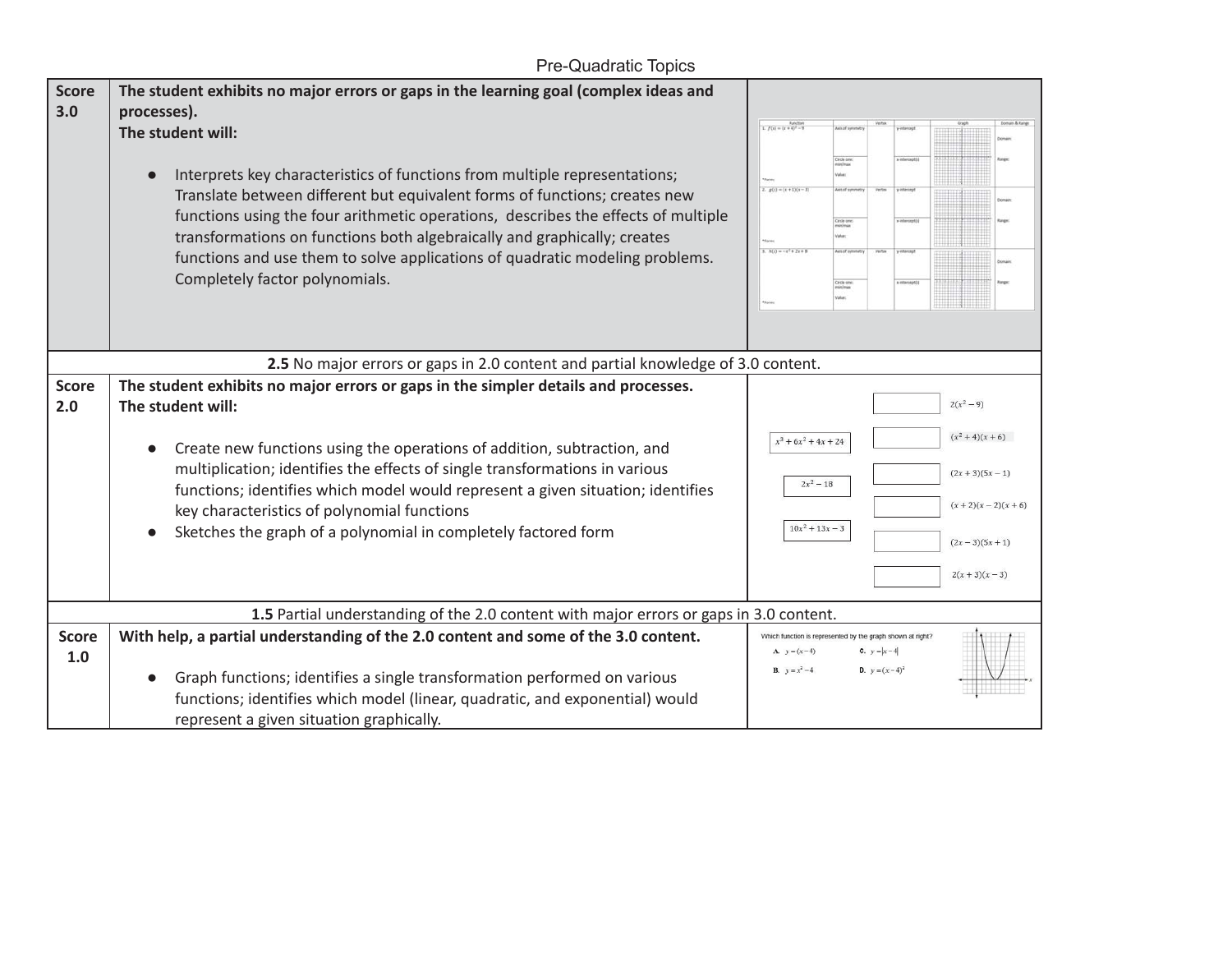# Pre-Quadratic Topics

| Score | Description | Example |
|---|---|---|
| **Score 3.0** | **The student exhibits no major errors or gaps in the learning goal (complex ideas and processes).** **The student will:** <br> • Interprets key characteristics of functions from multiple representations; Translate between different but equivalent forms of functions; creates new functions using the four arithmetic operations, describes the effects of multiple transformations on functions both algebraically and graphically; creates functions and use them to solve applications of quadratic modeling problems. Completely factor polynomials. | Function / Axis of symmetry / Vertex / y-intercept / Graph / Domain & Range table: 1. $f(x) = (x+4)^2 - 9$; 2. $g(x) = (x+1)(x-3)$; 3. $h(x) = -x^2 + 2x + 8$ (Circle one: min/max; Value; x-intercept(s); Domain; Range) |
| | **2.5** No major errors or gaps in 2.0 content and partial knowledge of 3.0 content. | |
| **Score 2.0** | **The student exhibits no major errors or gaps in the simpler details and processes.** **The student will:** <br> • Create new functions using the operations of addition, subtraction, and multiplication; identifies the effects of single transformations in various functions; identifies which model would represent a given situation; identifies key characteristics of polynomial functions <br> • Sketches the graph of a polynomial in completely factored form | $x^3 + 6x^2 + 4x + 24$; $2x^2 - 18$; $10x^2 + 13x - 3$ <br> Matching: $2(x^2 - 9)$; $(x^2 + 4)(x + 6)$; $(2x + 3)(5x - 1)$; $(x + 2)(x - 2)(x + 6)$; $(2x - 3)(5x + 1)$; $2(x + 3)(x - 3)$ |
| | **1.5** Partial understanding of the 2.0 content with major errors or gaps in 3.0 content. | |
| **Score 1.0** | **With help, a partial understanding of the 2.0 content and some of the 3.0 content.** <br> • Graph functions; identifies a single transformation performed on various functions; identifies which model (linear, quadratic, and exponential) would represent a given situation graphically. | Which function is represented by the graph shown at right? <br> A. $y = (x - 4)$ <br> B. $y = x^2 - 4$ <br> C. $y = \lvert x - 4 \rvert$ <br> D. $y = (x - 4)^2$ |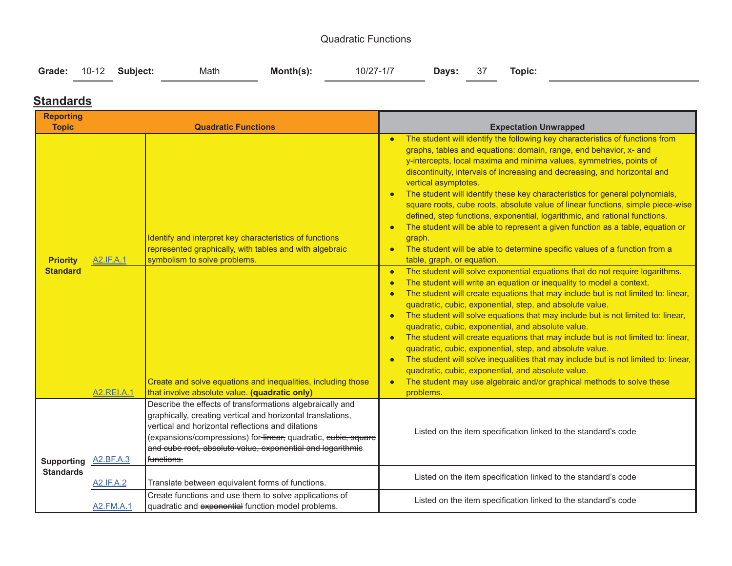Quadratic Functions

**Grade:** 10-12 **Subject:** Math **Month(s):** 10/27-1/7 **Days:** 37 **Topic:**

## Standards

| Reporting Topic | Quadratic Functions | | Expectation Unwrapped |
|---|---|---|---|
| **Priority Standard** | A2.IF.A.1 | Identify and interpret key characteristics of functions represented graphically, with tables and with algebraic symbolism to solve problems. | • The student will identify the following key characteristics of functions from graphs, tables and equations: domain, range, end behavior, x- and y-intercepts, local maxima and minima values, symmetries, points of discontinuity, intervals of increasing and decreasing, and horizontal and vertical asymptotes.<br>• The student will identify these key characteristics for general polynomials, square roots, cube roots, absolute value of linear functions, simple piece-wise defined, step functions, exponential, logarithmic, and rational functions.<br>• The student will be able to represent a given function as a table, equation or graph.<br>• The student will be able to determine specific values of a function from a table, graph, or equation. |
| | A2.REI.A.1 | Create and solve equations and inequalities, including those that involve absolute value. **(quadratic only)** | • The student will solve exponential equations that do not require logarithms.<br>• The student will write an equation or inequality to model a context.<br>• The student will create equations that may include but is not limited to: linear, quadratic, cubic, exponential, step, and absolute value.<br>• The student will solve equations that may include but is not limited to: linear, quadratic, cubic, exponential, and absolute value.<br>• The student will create equations that may include but is not limited to: linear, quadratic, cubic, exponential, step, and absolute value.<br>• The student will solve inequalities that may include but is not limited to: linear, quadratic, cubic, exponential, and absolute value.<br>• The student may use algebraic and/or graphical methods to solve these problems. |
| **Supporting Standards** | A2.BF.A.3 | Describe the effects of transformations algebraically and graphically, creating vertical and horizontal translations, vertical and horizontal reflections and dilations (expansions/compressions) for ~~linear,~~ quadratic, ~~cubic, square and cube root, absolute value, exponential and logarithmic functions.~~ | Listed on the item specification linked to the standard's code |
| | A2.IF.A.2 | Translate between equivalent forms of functions. | Listed on the item specification linked to the standard's code |
| | A2.FM.A.1 | Create functions and use them to solve applications of quadratic and ~~exponential~~ function model problems. | Listed on the item specification linked to the standard's code |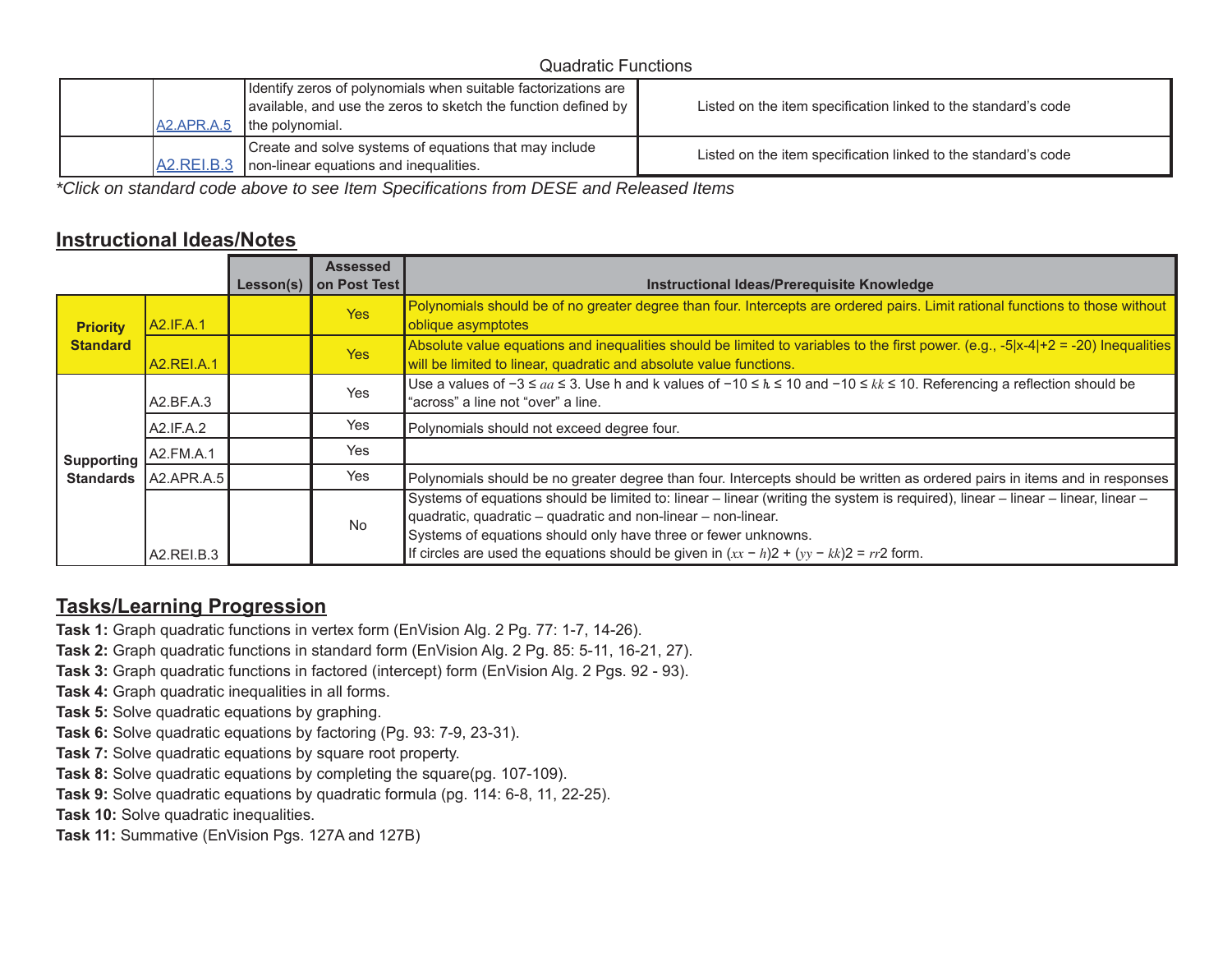Quadratic Functions

| | | | |
|---|---|---|---|
| | A2.APR.A.5 | Identify zeros of polynomials when suitable factorizations are available, and use the zeros to sketch the function defined by the polynomial. | Listed on the item specification linked to the standard's code |
| | A2.REI.B.3 | Create and solve systems of equations that may include non-linear equations and inequalities. | Listed on the item specification linked to the standard's code |

*\*Click on standard code above to see Item Specifications from DESE and Released Items*

## Instructional Ideas/Notes

| | | Lesson(s) | Assessed on Post Test | Instructional Ideas/Prerequisite Knowledge |
|---|---|---|---|---|
| **Priority Standard** | A2.IF.A.1 | | Yes | Polynomials should be of no greater degree than four. Intercepts are ordered pairs. Limit rational functions to those without oblique asymptotes |
| | A2.REI.A.1 | | Yes | Absolute value equations and inequalities should be limited to variables to the first power. (e.g., -5\|x-4\|+2 = -20) Inequalities will be limited to linear, quadratic and absolute value functions. |
| **Supporting Standards** | A2.BF.A.3 | | Yes | Use a values of $-3 \le a \le 3$. Use h and k values of $-10 \le h \le 10$ and $-10 \le k \le 10$. Referencing a reflection should be "across" a line not "over" a line. |
| | A2.IF.A.2 | | Yes | Polynomials should not exceed degree four. |
| | A2.FM.A.1 | | Yes | |
| | A2.APR.A.5 | | Yes | Polynomials should be no greater degree than four. Intercepts should be written as ordered pairs in items and in responses |
| | A2.REI.B.3 | | No | Systems of equations should be limited to: linear – linear (writing the system is required), linear – linear – linear, linear – quadratic, quadratic – quadratic and non-linear – non-linear. Systems of equations should only have three or fewer unknowns. If circles are used the equations should be given in $(x - h)^2 + (y - k)^2 = r^2$ form. |

## Tasks/Learning Progression

**Task 1:** Graph quadratic functions in vertex form (EnVision Alg. 2 Pg. 77: 1-7, 14-26).
**Task 2:** Graph quadratic functions in standard form (EnVision Alg. 2 Pg. 85: 5-11, 16-21, 27).
**Task 3:** Graph quadratic functions in factored (intercept) form (EnVision Alg. 2 Pgs. 92 - 93).
**Task 4:** Graph quadratic inequalities in all forms.
**Task 5:** Solve quadratic equations by graphing.
**Task 6:** Solve quadratic equations by factoring (Pg. 93: 7-9, 23-31).
**Task 7:** Solve quadratic equations by square root property.
**Task 8:** Solve quadratic equations by completing the square(pg. 107-109).
**Task 9:** Solve quadratic equations by quadratic formula (pg. 114: 6-8, 11, 22-25).
**Task 10:** Solve quadratic inequalities.
**Task 11:** Summative (EnVision Pgs. 127A and 127B)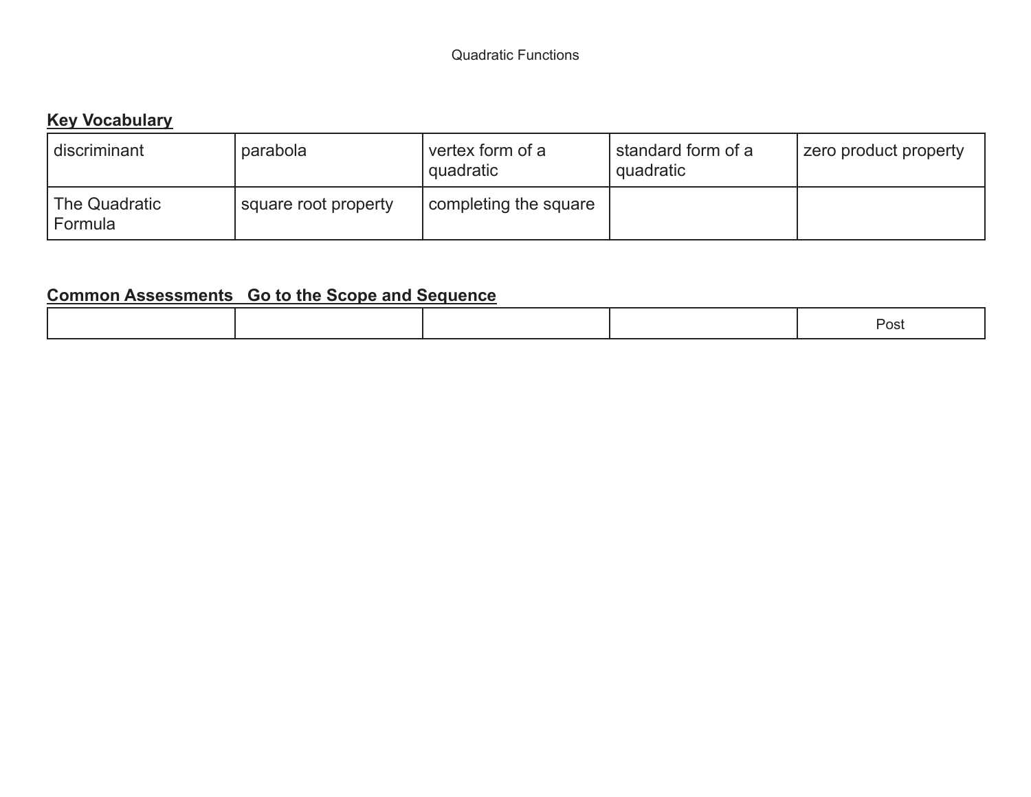Quadratic Functions

**Key Vocabulary**

| | | | | |
|---|---|---|---|---|
| discriminant | parabola | vertex form of a quadratic | standard form of a quadratic | zero product property |
| The Quadratic Formula | square root property | completing the square | | |

**Common Assessments   Go to the Scope and Sequence**

| | | | | |
|---|---|---|---|---|
| | | | | Post |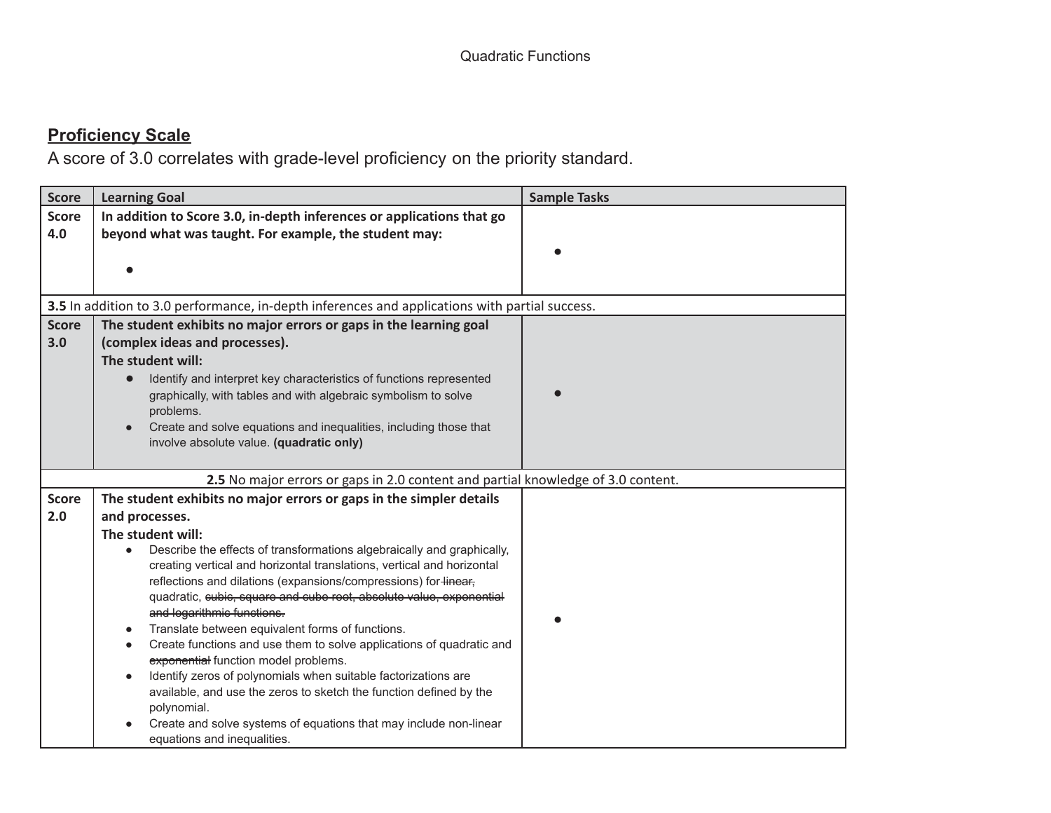Quadratic Functions

## Proficiency Scale

A score of 3.0 correlates with grade-level proficiency on the priority standard.

| Score | Learning Goal | Sample Tasks |
|---|---|---|
| Score 4.0 | **In addition to Score 3.0, in-depth inferences or applications that go beyond what was taught. For example, the student may:**<br>• | • |
| **3.5** In addition to 3.0 performance, in-depth inferences and applications with partial success. | | |
| Score 3.0 | **The student exhibits no major errors or gaps in the learning goal (complex ideas and processes).**<br>**The student will:**<br>• Identify and interpret key characteristics of functions represented graphically, with tables and with algebraic symbolism to solve problems.<br>• Create and solve equations and inequalities, including those that involve absolute value. **(quadratic only)** | • |
| **2.5** No major errors or gaps in 2.0 content and partial knowledge of 3.0 content. | | |
| Score 2.0 | **The student exhibits no major errors or gaps in the simpler details and processes.**<br>**The student will:**<br>• Describe the effects of transformations algebraically and graphically, creating vertical and horizontal translations, vertical and horizontal reflections and dilations (expansions/compressions) for ~~linear,~~ quadratic, ~~cubic, square and cube root, absolute value, exponential and logarithmic functions.~~<br>• Translate between equivalent forms of functions.<br>• Create functions and use them to solve applications of quadratic and ~~exponential~~ function model problems.<br>• Identify zeros of polynomials when suitable factorizations are available, and use the zeros to sketch the function defined by the polynomial.<br>• Create and solve systems of equations that may include non-linear equations and inequalities. | • |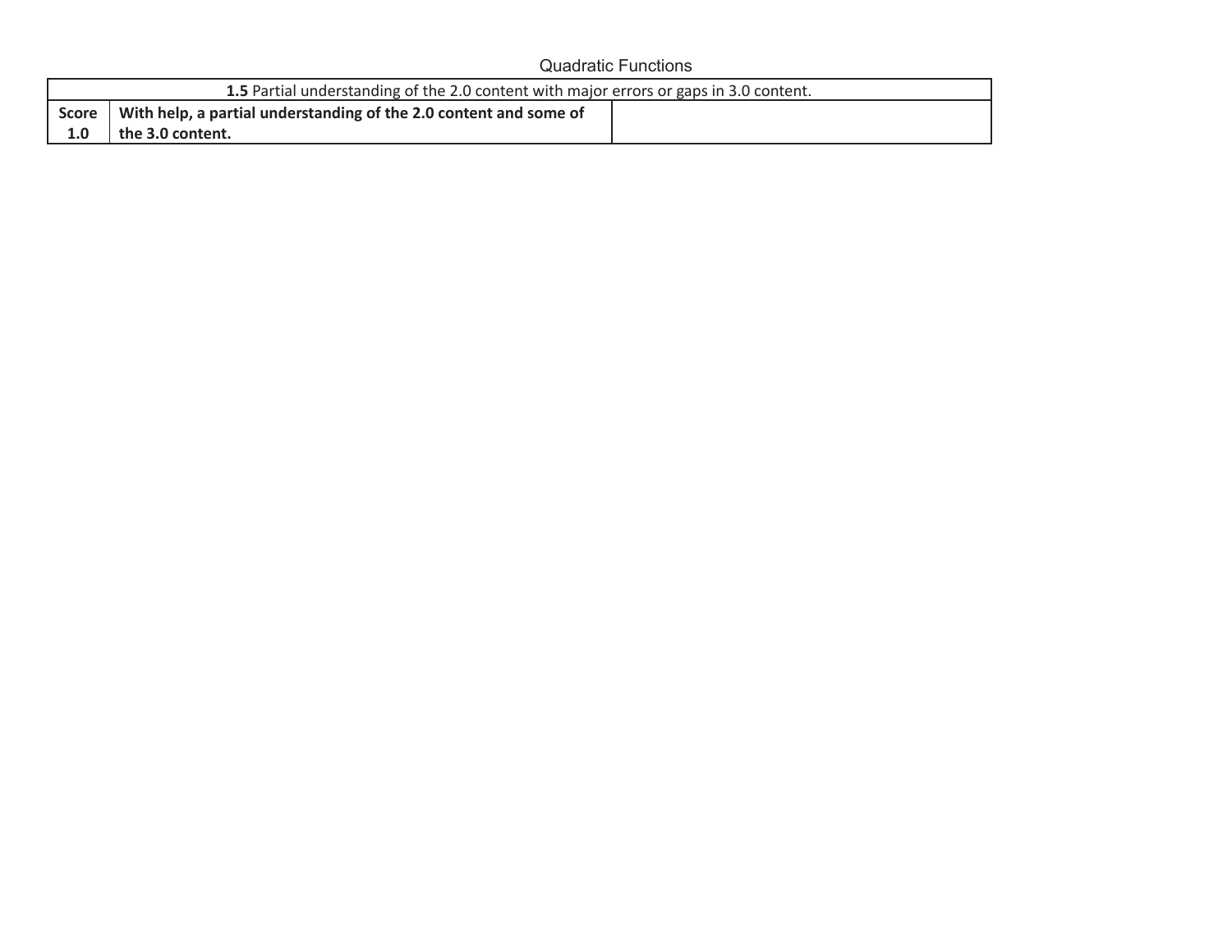| **1.5** Partial understanding of the 2.0 content with major errors or gaps in 3.0 content. | | |
|---|---|---|
| **Score 1.0** | **With help, a partial understanding of the 2.0 content and some of the 3.0 content.** | |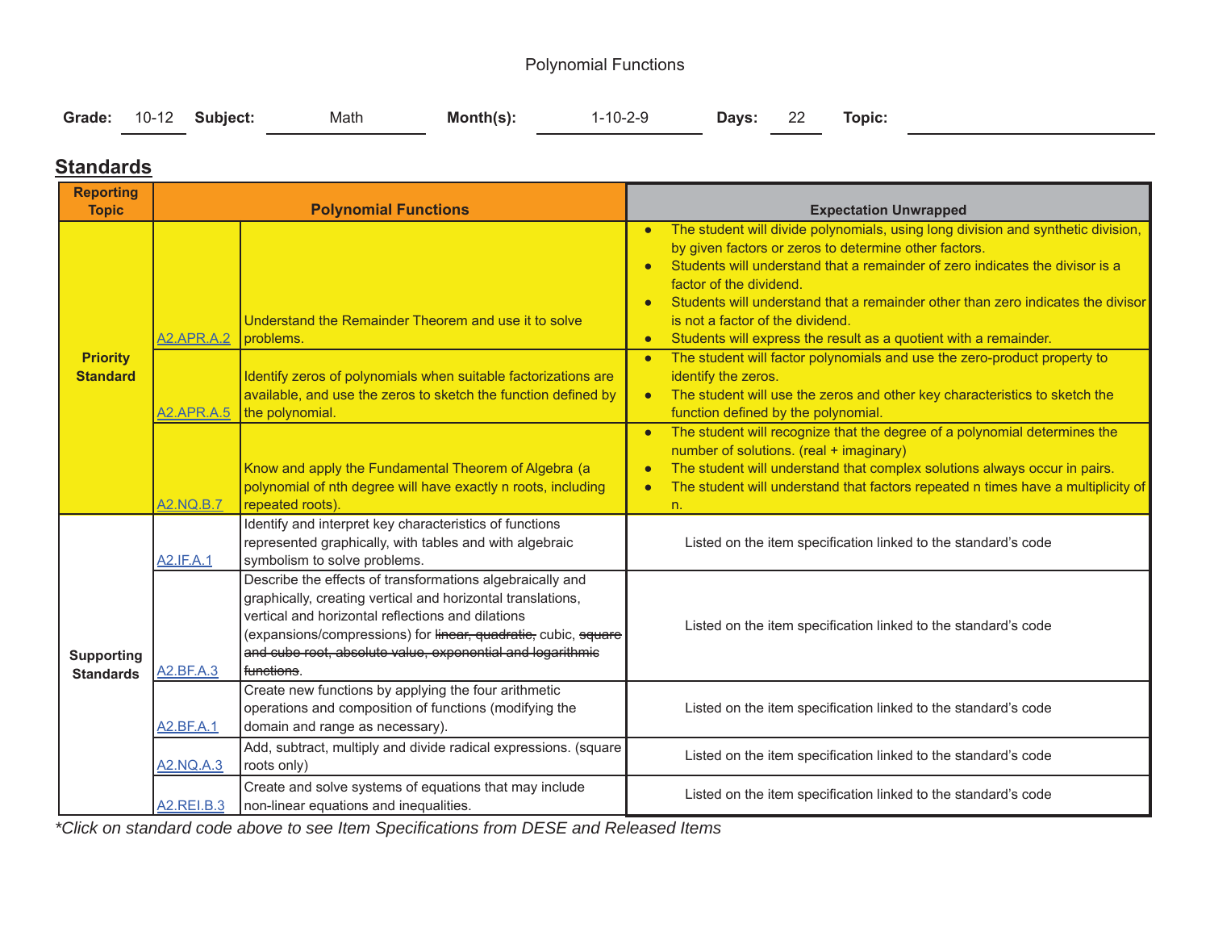Polynomial Functions

**Grade:** 10-12 **Subject:** Math **Month(s):** 1-10-2-9 **Days:** 22 **Topic:**

## Standards

| Reporting Topic | Polynomial Functions | | Expectation Unwrapped |
|---|---|---|---|
| **Priority Standard** | A2.APR.A.2 | Understand the Remainder Theorem and use it to solve problems. | • The student will divide polynomials, using long division and synthetic division, by given factors or zeros to determine other factors.<br>• Students will understand that a remainder of zero indicates the divisor is a factor of the dividend.<br>• Students will understand that a remainder other than zero indicates the divisor is not a factor of the dividend.<br>• Students will express the result as a quotient with a remainder. |
| | A2.APR.A.5 | Identify zeros of polynomials when suitable factorizations are available, and use the zeros to sketch the function defined by the polynomial. | • The student will factor polynomials and use the zero-product property to identify the zeros.<br>• The student will use the zeros and other key characteristics to sketch the function defined by the polynomial. |
| | A2.NQ.B.7 | Know and apply the Fundamental Theorem of Algebra (a polynomial of nth degree will have exactly n roots, including repeated roots). | • The student will recognize that the degree of a polynomial determines the number of solutions. (real + imaginary)<br>• The student will understand that complex solutions always occur in pairs.<br>• The student will understand that factors repeated n times have a multiplicity of n. |
| **Supporting Standards** | A2.IF.A.1 | Identify and interpret key characteristics of functions represented graphically, with tables and with algebraic symbolism to solve problems. | Listed on the item specification linked to the standard's code |
| | A2.BF.A.3 | Describe the effects of transformations algebraically and graphically, creating vertical and horizontal translations, vertical and horizontal reflections and dilations (expansions/compressions) for ~~linear, quadratic,~~ cubic, ~~square and cube root, absolute value, exponential and logarithmic functions~~. | Listed on the item specification linked to the standard's code |
| | A2.BF.A.1 | Create new functions by applying the four arithmetic operations and composition of functions (modifying the domain and range as necessary). | Listed on the item specification linked to the standard's code |
| | A2.NQ.A.3 | Add, subtract, multiply and divide radical expressions. (square roots only) | Listed on the item specification linked to the standard's code |
| | A2.REI.B.3 | Create and solve systems of equations that may include non-linear equations and inequalities. | Listed on the item specification linked to the standard's code |

*\*Click on standard code above to see Item Specifications from DESE and Released Items*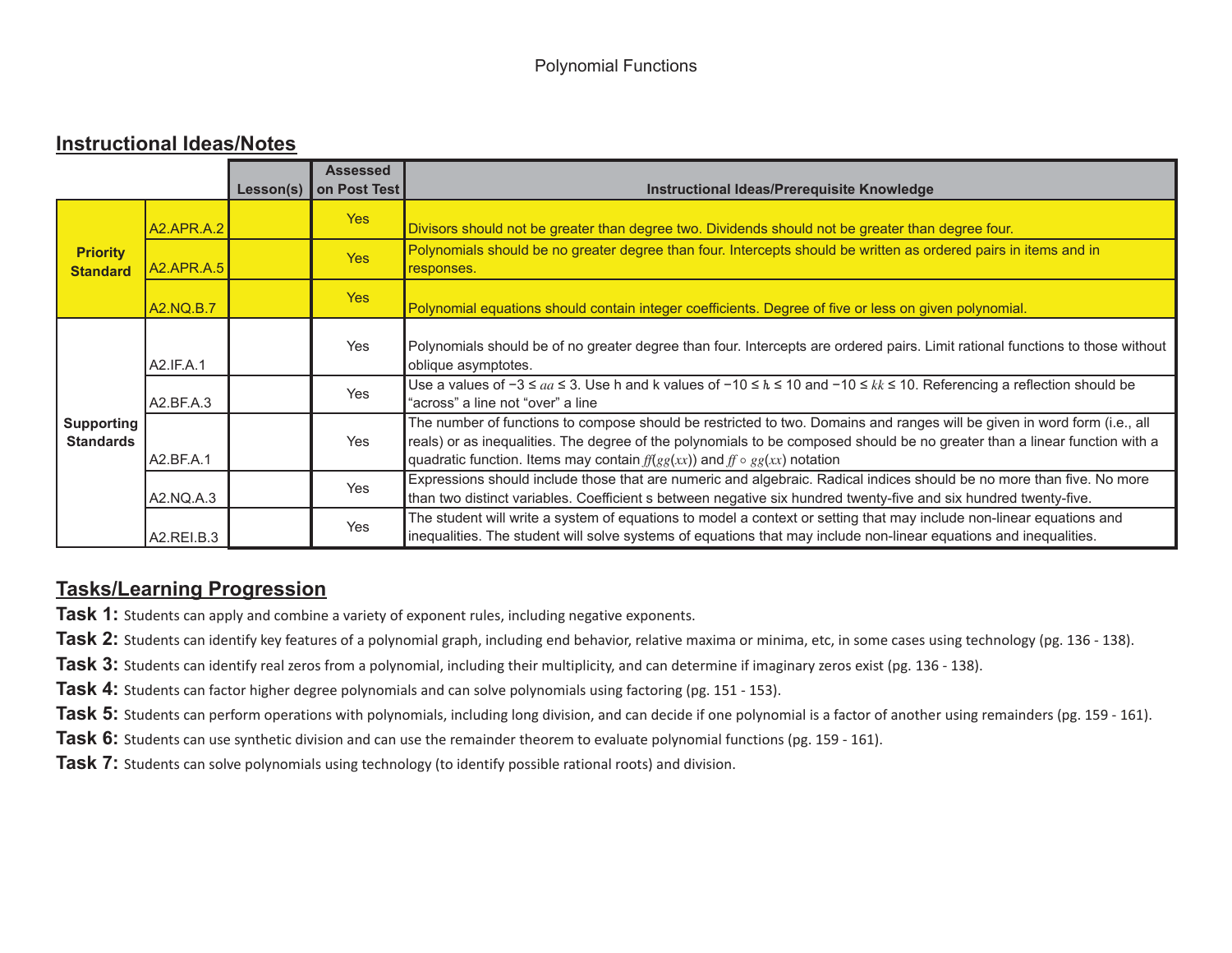Polynomial Functions

## Instructional Ideas/Notes

| | | Lesson(s) | Assessed on Post Test | Instructional Ideas/Prerequisite Knowledge |
|---|---|---|---|---|
| **Priority Standard** | A2.APR.A.2 | | Yes | Divisors should not be greater than degree two. Dividends should not be greater than degree four. |
| | A2.APR.A.5 | | Yes | Polynomials should be no greater degree than four. Intercepts should be written as ordered pairs in items and in responses. |
| | A2.NQ.B.7 | | Yes | Polynomial equations should contain integer coefficients. Degree of five or less on given polynomial. |
| **Supporting Standards** | A2.IF.A.1 | | Yes | Polynomials should be of no greater degree than four. Intercepts are ordered pairs. Limit rational functions to those without oblique asymptotes. |
| | A2.BF.A.3 | | Yes | Use a values of $-3 \le a \le 3$. Use h and k values of $-10 \le h \le 10$ and $-10 \le k \le 10$. Referencing a reflection should be "across" a line not "over" a line |
| | A2.BF.A.1 | | Yes | The number of functions to compose should be restricted to two. Domains and ranges will be given in word form (i.e., all reals) or as inequalities. The degree of the polynomials to be composed should be no greater than a linear function with a quadratic function. Items may contain $f(g(x))$ and $f \circ g(x)$ notation |
| | A2.NQ.A.3 | | Yes | Expressions should include those that are numeric and algebraic. Radical indices should be no more than five. No more than two distinct variables. Coefficient s between negative six hundred twenty-five and six hundred twenty-five. |
| | A2.REI.B.3 | | Yes | The student will write a system of equations to model a context or setting that may include non-linear equations and inequalities. The student will solve systems of equations that may include non-linear equations and inequalities. |

## Tasks/Learning Progression

**Task 1:** Students can apply and combine a variety of exponent rules, including negative exponents.

**Task 2:** Students can identify key features of a polynomial graph, including end behavior, relative maxima or minima, etc, in some cases using technology (pg. 136 - 138).

**Task 3:** Students can identify real zeros from a polynomial, including their multiplicity, and can determine if imaginary zeros exist (pg. 136 - 138).

**Task 4:** Students can factor higher degree polynomials and can solve polynomials using factoring (pg. 151 - 153).

**Task 5:** Students can perform operations with polynomials, including long division, and can decide if one polynomial is a factor of another using remainders (pg. 159 - 161).

**Task 6:** Students can use synthetic division and can use the remainder theorem to evaluate polynomial functions (pg. 159 - 161).

**Task 7:** Students can solve polynomials using technology (to identify possible rational roots) and division.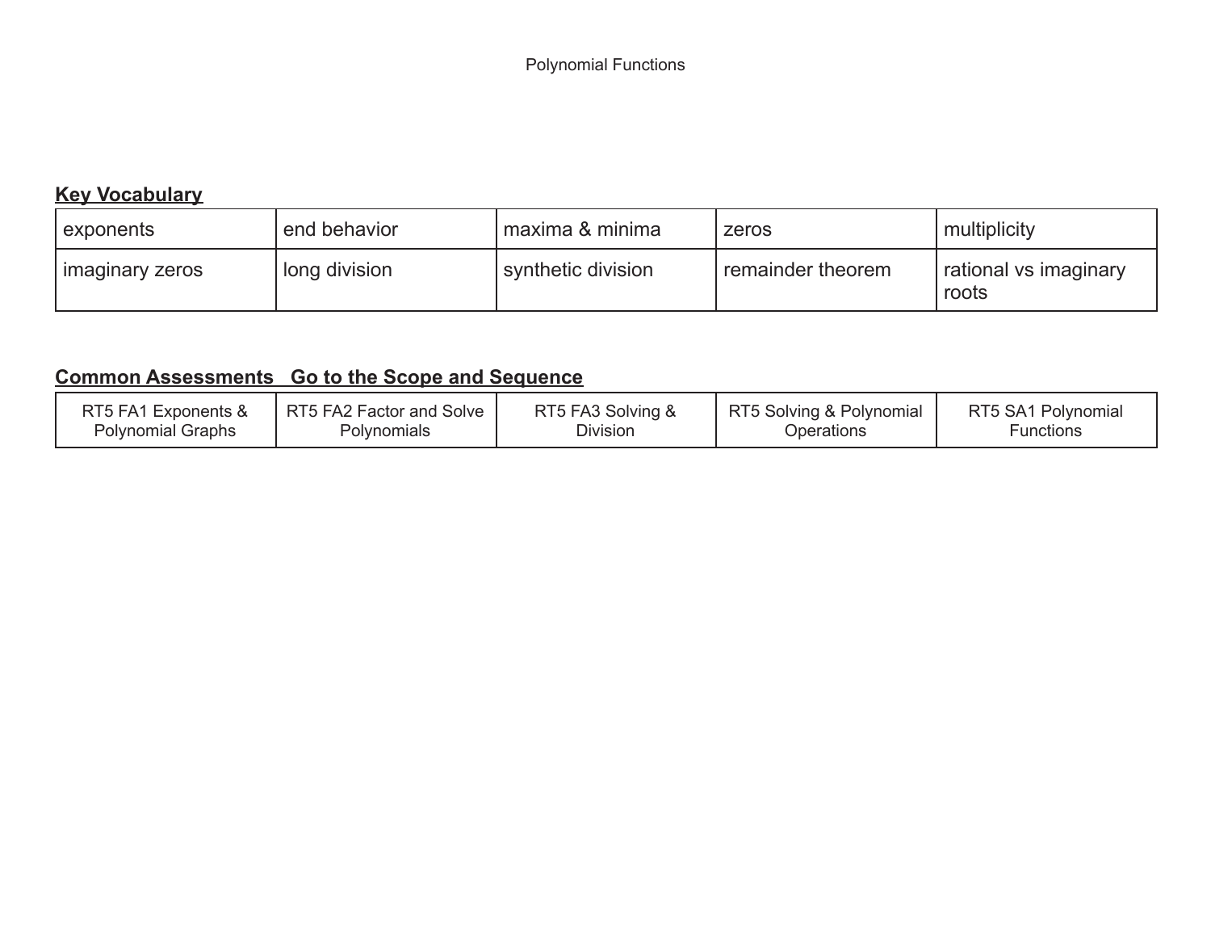# Polynomial Functions

**Key Vocabulary**

| exponents | end behavior | maxima & minima | zeros | multiplicity |
|---|---|---|---|---|
| imaginary zeros | long division | synthetic division | remainder theorem | rational vs imaginary roots |

**Common Assessments   Go to the Scope and Sequence**

| RT5 FA1 Exponents & Polynomial Graphs | RT5 FA2 Factor and Solve Polynomials | RT5 FA3 Solving & Division | RT5 Solving & Polynomial Operations | RT5 SA1 Polynomial Functions |
|---|---|---|---|---|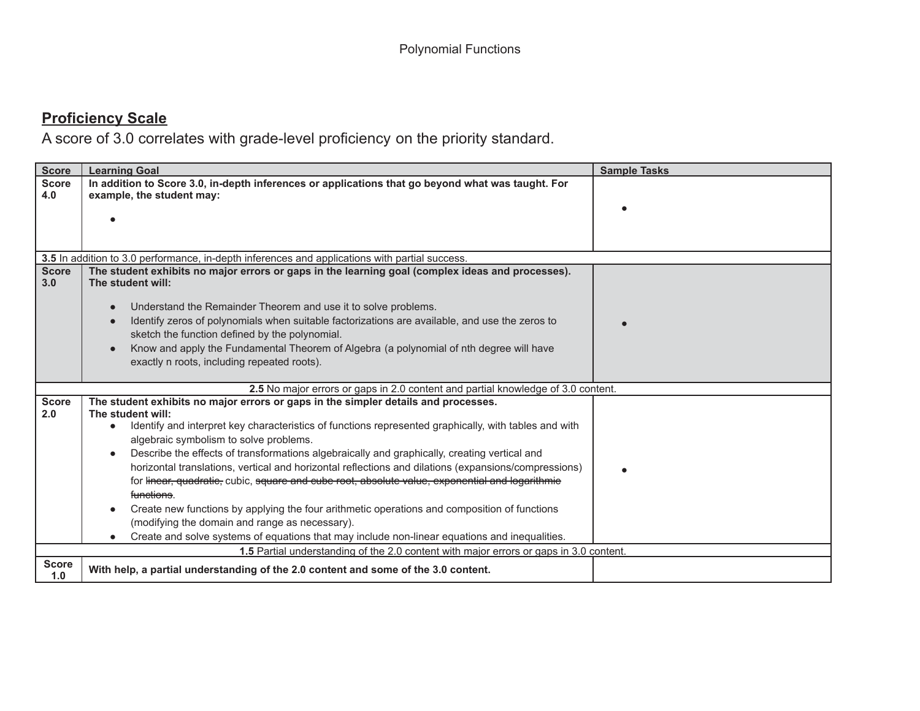Polynomial Functions

## Proficiency Scale

A score of 3.0 correlates with grade-level proficiency on the priority standard.

| Score | Learning Goal | Sample Tasks |
|---|---|---|
| **Score 4.0** | **In addition to Score 3.0, in-depth inferences or applications that go beyond what was taught. For example, the student may:**<br>• | • |
| **3.5** In addition to 3.0 performance, in-depth inferences and applications with partial success. | | |
| **Score 3.0** | **The student exhibits no major errors or gaps in the learning goal (complex ideas and processes). The student will:**<br>• Understand the Remainder Theorem and use it to solve problems.<br>• Identify zeros of polynomials when suitable factorizations are available, and use the zeros to sketch the function defined by the polynomial.<br>• Know and apply the Fundamental Theorem of Algebra (a polynomial of nth degree will have exactly n roots, including repeated roots). | • |
| **2.5** No major errors or gaps in 2.0 content and partial knowledge of 3.0 content. | | |
| **Score 2.0** | **The student exhibits no major errors or gaps in the simpler details and processes. The student will:**<br>• Identify and interpret key characteristics of functions represented graphically, with tables and with algebraic symbolism to solve problems.<br>• Describe the effects of transformations algebraically and graphically, creating vertical and horizontal translations, vertical and horizontal reflections and dilations (expansions/compressions) for ~~linear, quadratic,~~ cubic, ~~square and cube root, absolute value, exponential and logarithmic functions~~.<br>• Create new functions by applying the four arithmetic operations and composition of functions (modifying the domain and range as necessary).<br>• Create and solve systems of equations that may include non-linear equations and inequalities. | • |
| **1.5** Partial understanding of the 2.0 content with major errors or gaps in 3.0 content. | | |
| **Score 1.0** | **With help, a partial understanding of the 2.0 content and some of the 3.0 content.** | |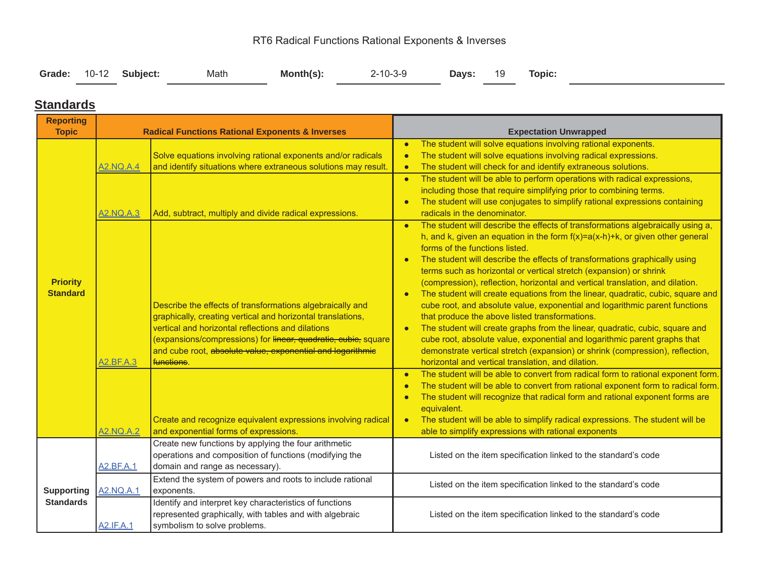RT6 Radical Functions Rational Exponents & Inverses

**Grade:** 10-12 **Subject:** Math **Month(s):** 2-10-3-9 **Days:** 19 **Topic:**

## Standards

| Reporting Topic | | Radical Functions Rational Exponents & Inverses | Expectation Unwrapped |
|---|---|---|---|
| Priority Standard | A2.NQ.A.4 | Solve equations involving rational exponents and/or radicals and identify situations where extraneous solutions may result. | • The student will solve equations involving rational exponents.<br>• The student will solve equations involving radical expressions.<br>• The student will check for and identify extraneous solutions. |
| | A2.NQ.A.3 | Add, subtract, multiply and divide radical expressions. | • The student will be able to perform operations with radical expressions, including those that require simplifying prior to combining terms.<br>• The student will use conjugates to simplify rational expressions containing radicals in the denominator. |
| | A2.BF.A.3 | Describe the effects of transformations algebraically and graphically, creating vertical and horizontal translations, vertical and horizontal reflections and dilations (expansions/compressions) for ~~linear, quadratic, cubic,~~ square and cube root, ~~absolute value, exponential and logarithmic functions~~. | • The student will describe the effects of transformations algebraically using a, h, and k, given an equation in the form f(x)=a(x-h)+k, or given other general forms of the functions listed.<br>• The student will describe the effects of transformations graphically using terms such as horizontal or vertical stretch (expansion) or shrink (compression), reflection, horizontal and vertical translation, and dilation.<br>• The student will create equations from the linear, quadratic, cubic, square and cube root, and absolute value, exponential and logarithmic parent functions that produce the above listed transformations.<br>• The student will create graphs from the linear, quadratic, cubic, square and cube root, absolute value, exponential and logarithmic parent graphs that demonstrate vertical stretch (expansion) or shrink (compression), reflection, horizontal and vertical translation, and dilation. |
| | A2.NQ.A.2 | Create and recognize equivalent expressions involving radical and exponential forms of expressions. | • The student will be able to convert from radical form to rational exponent form.<br>• The student will be able to convert from rational exponent form to radical form.<br>• The student will recognize that radical form and rational exponent forms are equivalent.<br>• The student will be able to simplify radical expressions. The student will be able to simplify expressions with rational exponents |
| Supporting Standards | A2.BF.A.1 | Create new functions by applying the four arithmetic operations and composition of functions (modifying the domain and range as necessary). | Listed on the item specification linked to the standard's code |
| | A2.NQ.A.1 | Extend the system of powers and roots to include rational exponents. | Listed on the item specification linked to the standard's code |
| | A2.IF.A.1 | Identify and interpret key characteristics of functions represented graphically, with tables and with algebraic symbolism to solve problems. | Listed on the item specification linked to the standard's code |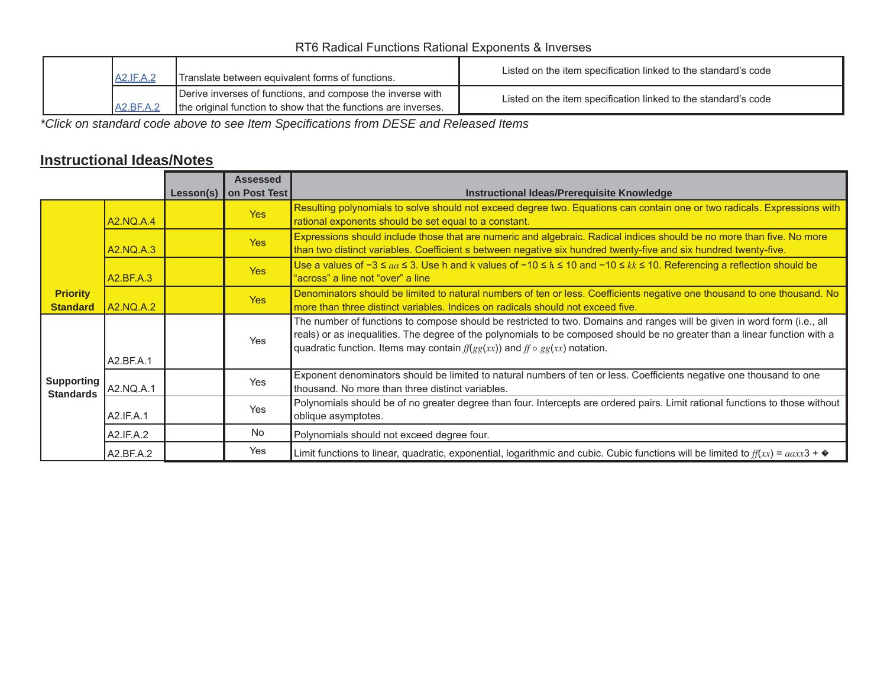RT6 Radical Functions Rational Exponents & Inverses

| | | | |
|---|---|---|---|
| | A2.IF.A.2 | Translate between equivalent forms of functions. | Listed on the item specification linked to the standard's code |
| | A2.BF.A.2 | Derive inverses of functions, and compose the inverse with the original function to show that the functions are inverses. | Listed on the item specification linked to the standard's code |

*\*Click on standard code above to see Item Specifications from DESE and Released Items*

## Instructional Ideas/Notes

| | | Lesson(s) | Assessed on Post Test | Instructional Ideas/Prerequisite Knowledge |
|---|---|---|---|---|
| **Priority Standard** | A2.NQ.A.4 | | Yes | Resulting polynomials to solve should not exceed degree two. Equations can contain one or two radicals. Expressions with rational exponents should be set equal to a constant. |
| | A2.NQ.A.3 | | Yes | Expressions should include those that are numeric and algebraic. Radical indices should be no more than five. No more than two distinct variables. Coefficient s between negative six hundred twenty-five and six hundred twenty-five. |
| | A2.BF.A.3 | | Yes | Use a values of $-3 \le a \le 3$. Use h and k values of $-10 \le h \le 10$ and $-10 \le k \le 10$. Referencing a reflection should be "across" a line not "over" a line |
| | A2.NQ.A.2 | | Yes | Denominators should be limited to natural numbers of ten or less. Coefficients negative one thousand to one thousand. No more than three distinct variables. Indices on radicals should not exceed five. |
| **Supporting Standards** | A2.BF.A.1 | | Yes | The number of functions to compose should be restricted to two. Domains and ranges will be given in word form (i.e., all reals) or as inequalities. The degree of the polynomials to be composed should be no greater than a linear function with a quadratic function. Items may contain $f(g(x))$ and $f \circ g(x)$ notation. |
| | A2.NQ.A.1 | | Yes | Exponent denominators should be limited to natural numbers of ten or less. Coefficients negative one thousand to one thousand. No more than three distinct variables. |
| | A2.IF.A.1 | | Yes | Polynomials should be of no greater degree than four. Intercepts are ordered pairs. Limit rational functions to those without oblique asymptotes. |
| | A2.IF.A.2 | | No | Polynomials should not exceed degree four. |
| | A2.BF.A.2 | | Yes | Limit functions to linear, quadratic, exponential, logarithmic and cubic. Cubic functions will be limited to $f(x) = ax^3 +$ � |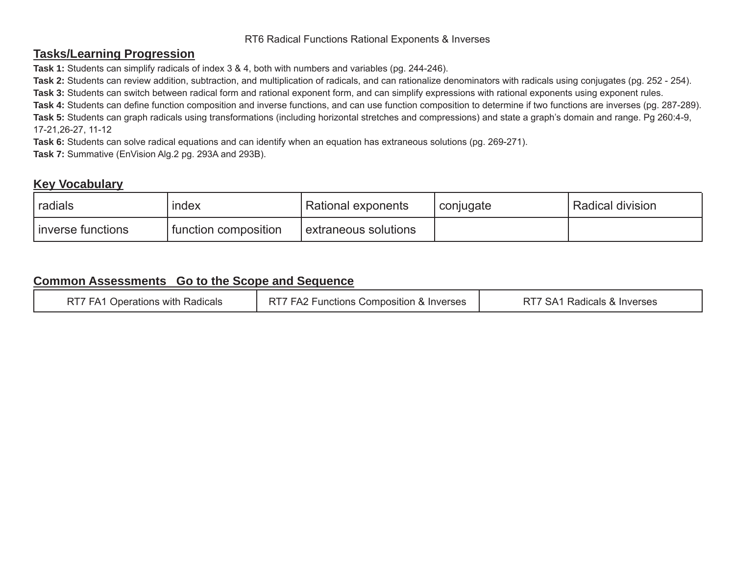RT6 Radical Functions Rational Exponents & Inverses

## Tasks/Learning Progression

**Task 1:** Students can simplify radicals of index 3 & 4, both with numbers and variables (pg. 244-246).
**Task 2:** Students can review addition, subtraction, and multiplication of radicals, and can rationalize denominators with radicals using conjugates (pg. 252 - 254).
**Task 3:** Students can switch between radical form and rational exponent form, and can simplify expressions with rational exponents using exponent rules.
**Task 4:** Students can define function composition and inverse functions, and can use function composition to determine if two functions are inverses (pg. 287-289).
**Task 5:** Students can graph radicals using transformations (including horizontal stretches and compressions) and state a graph's domain and range. Pg 260:4-9, 17-21,26-27, 11-12
**Task 6:** Students can solve radical equations and can identify when an equation has extraneous solutions (pg. 269-271).
**Task 7:** Summative (EnVision Alg.2 pg. 293A and 293B).

## Key Vocabulary

| radials | index | Rational exponents | conjugate | Radical division |
|---|---|---|---|---|
| inverse functions | function composition | extraneous solutions | | |

## Common Assessments   Go to the Scope and Sequence

| RT7 FA1 Operations with Radicals | RT7 FA2 Functions Composition & Inverses | RT7 SA1 Radicals & Inverses |
|---|---|---|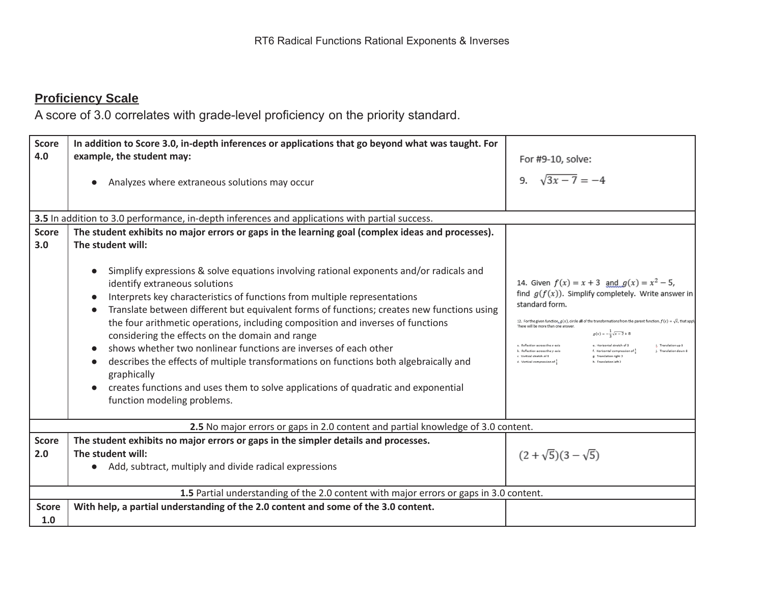RT6 Radical Functions Rational Exponents & Inverses

## Proficiency Scale

A score of 3.0 correlates with grade-level proficiency on the priority standard.

| Score | Description | Example |
|---|---|---|
| Score 4.0 | **In addition to Score 3.0, in-depth inferences or applications that go beyond what was taught. For example, the student may:**<br>• Analyzes where extraneous solutions may occur | For #9-10, solve:<br>9. $\sqrt{3x-7} = -4$ |
| **3.5** In addition to 3.0 performance, in-depth inferences and applications with partial success. | | |
| Score 3.0 | **The student exhibits no major errors or gaps in the learning goal (complex ideas and processes). The student will:**<br>• Simplify expressions & solve equations involving rational exponents and/or radicals and identify extraneous solutions<br>• Interprets key characteristics of functions from multiple representations<br>• Translate between different but equivalent forms of functions; creates new functions using the four arithmetic operations, including composition and inverses of functions considering the effects on the domain and range<br>• shows whether two nonlinear functions are inverses of each other<br>• describes the effects of multiple transformations on functions both algebraically and graphically<br>• creates functions and uses them to solve applications of quadratic and exponential function modeling problems. | 14. Given $f(x) = x + 3$ and $g(x) = x^2 - 5$, find $g(f(x))$. Simplify completely. Write answer in standard form.<br><br>12. For the given function, $g(x)$, circle all of the transformations from the parent function, $f(x) = \sqrt{x}$, that apply. There will be more than one answer.<br>$g(x) = -\frac{1}{3}\sqrt{x-2} + 8$<br>a. Reflection across the x-axis<br>b. Reflection across the y-axis<br>c. Vertical stretch of 3<br>d. Vertical compression of $\frac{1}{3}$<br>e. Horizontal stretch of 3<br>f. Horizontal compression of $\frac{1}{3}$<br>g. Translation right 2<br>h. Translation left 2<br>i. Translation up 8<br>j. Translation down 8 |
| **2.5** No major errors or gaps in 2.0 content and partial knowledge of 3.0 content. | | |
| Score 2.0 | **The student exhibits no major errors or gaps in the simpler details and processes. The student will:**<br>• Add, subtract, multiply and divide radical expressions | $(2+\sqrt{5})(3-\sqrt{5})$ |
| **1.5** Partial understanding of the 2.0 content with major errors or gaps in 3.0 content. | | |
| Score 1.0 | **With help, a partial understanding of the 2.0 content and some of the 3.0 content.** | |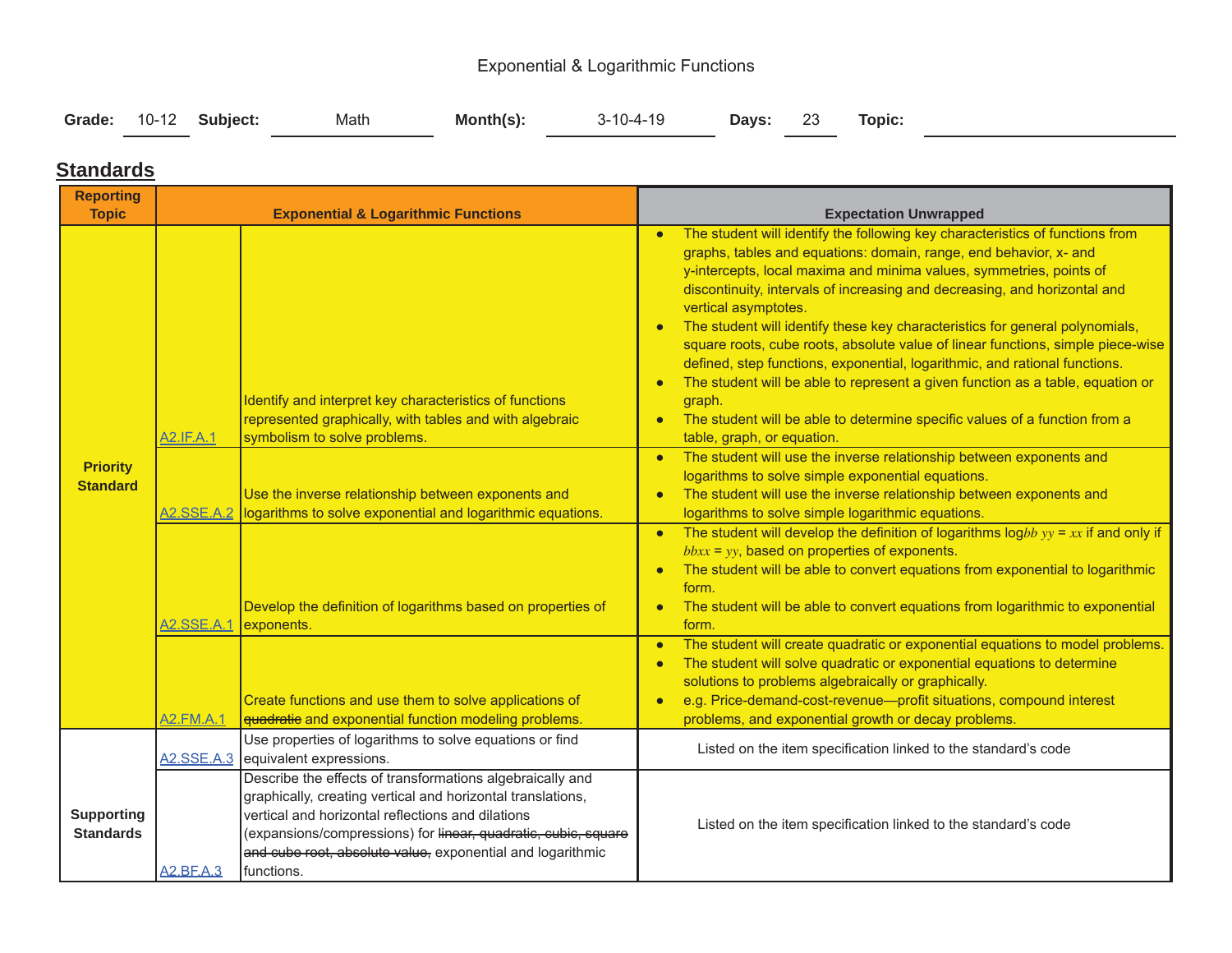Exponential & Logarithmic Functions

**Grade:** 10-12 **Subject:** Math **Month(s):** 3-10-4-19 **Days:** 23 **Topic:**

## Standards

| Reporting Topic | Exponential & Logarithmic Functions | | Expectation Unwrapped |
|---|---|---|---|
| Priority Standard | A2.IF.A.1 | Identify and interpret key characteristics of functions represented graphically, with tables and with algebraic symbolism to solve problems. | • The student will identify the following key characteristics of functions from graphs, tables and equations: domain, range, end behavior, x- and y-intercepts, local maxima and minima values, symmetries, points of discontinuity, intervals of increasing and decreasing, and horizontal and vertical asymptotes.<br>• The student will identify these key characteristics for general polynomials, square roots, cube roots, absolute value of linear functions, simple piece-wise defined, step functions, exponential, logarithmic, and rational functions.<br>• The student will be able to represent a given function as a table, equation or graph.<br>• The student will be able to determine specific values of a function from a table, graph, or equation. |
| | A2.SSE.A.2 | Use the inverse relationship between exponents and logarithms to solve exponential and logarithmic equations. | • The student will use the inverse relationship between exponents and logarithms to solve simple exponential equations.<br>• The student will use the inverse relationship between exponents and logarithms to solve simple logarithmic equations. |
| | A2.SSE.A.1 | Develop the definition of logarithms based on properties of exponents. | • The student will develop the definition of logarithms $\log_{b} y = x$ if and only if $b^x = y$, based on properties of exponents.<br>• The student will be able to convert equations from exponential to logarithmic form.<br>• The student will be able to convert equations from logarithmic to exponential form. |
| | A2.FM.A.1 | Create functions and use them to solve applications of ~~quadratic~~ and exponential function modeling problems. | • The student will create quadratic or exponential equations to model problems.<br>• The student will solve quadratic or exponential equations to determine solutions to problems algebraically or graphically.<br>• e.g. Price-demand-cost-revenue—profit situations, compound interest problems, and exponential growth or decay problems. |
| Supporting Standards | A2.SSE.A.3 | Use properties of logarithms to solve equations or find equivalent expressions. | Listed on the item specification linked to the standard's code |
| | A2.BF.A.3 | Describe the effects of transformations algebraically and graphically, creating vertical and horizontal translations, vertical and horizontal reflections and dilations (expansions/compressions) for ~~linear, quadratic, cubic, square and cube root, absolute value,~~ exponential and logarithmic functions. | Listed on the item specification linked to the standard's code |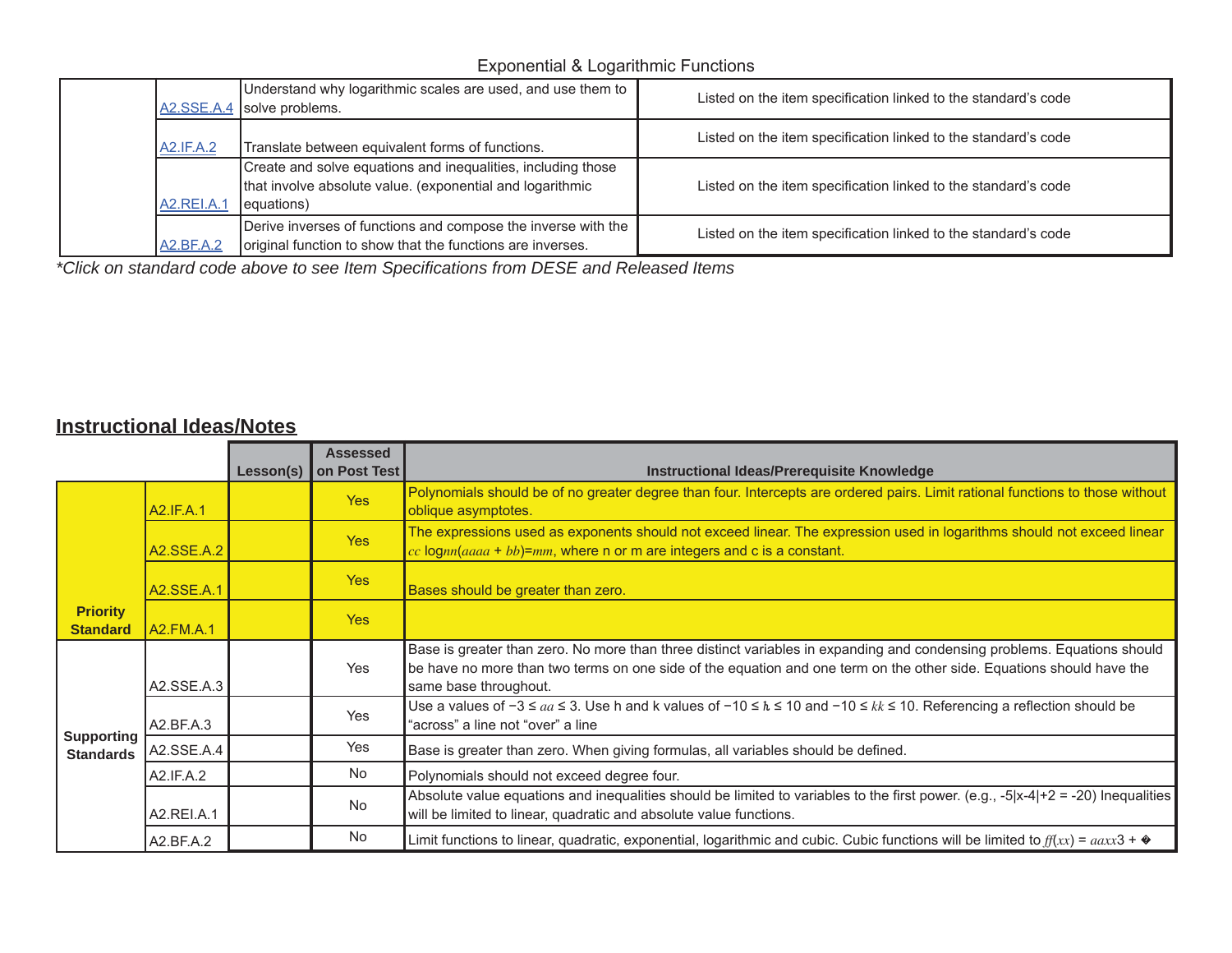Exponential & Logarithmic Functions

| | | | |
|---|---|---|---|
| | A2.SSE.A.4 | Understand why logarithmic scales are used, and use them to solve problems. | Listed on the item specification linked to the standard's code |
| | A2.IF.A.2 | Translate between equivalent forms of functions. | Listed on the item specification linked to the standard's code |
| | A2.REI.A.1 | Create and solve equations and inequalities, including those that involve absolute value. (exponential and logarithmic equations) | Listed on the item specification linked to the standard's code |
| | A2.BF.A.2 | Derive inverses of functions and compose the inverse with the original function to show that the functions are inverses. | Listed on the item specification linked to the standard's code |

*\*Click on standard code above to see Item Specifications from DESE and Released Items*

## Instructional Ideas/Notes

| | | Lesson(s) | Assessed on Post Test | Instructional Ideas/Prerequisite Knowledge |
|---|---|---|---|---|
| **Priority Standard** | A2.IF.A.1 | | Yes | Polynomials should be of no greater degree than four. Intercepts are ordered pairs. Limit rational functions to those without oblique asymptotes. |
| | A2.SSE.A.2 | | Yes | The expressions used as exponents should not exceed linear. The expression used in logarithms should not exceed linear $c \log_n(ax + b) = m$, where n or m are integers and c is a constant. |
| | A2.SSE.A.1 | | Yes | Bases should be greater than zero. |
| | A2.FM.A.1 | | Yes | |
| **Supporting Standards** | A2.SSE.A.3 | | Yes | Base is greater than zero. No more than three distinct variables in expanding and condensing problems. Equations should be have no more than two terms on one side of the equation and one term on the other side. Equations should have the same base throughout. |
| | A2.BF.A.3 | | Yes | Use a values of $-3 \le a \le 3$. Use h and k values of $-10 \le h \le 10$ and $-10 \le k \le 10$. Referencing a reflection should be "across" a line not "over" a line |
| | A2.SSE.A.4 | | Yes | Base is greater than zero. When giving formulas, all variables should be defined. |
| | A2.IF.A.2 | | No | Polynomials should not exceed degree four. |
| | A2.REI.A.1 | | No | Absolute value equations and inequalities should be limited to variables to the first power. (e.g., -5\|x-4\|+2 = -20) Inequalities will be limited to linear, quadratic and absolute value functions. |
| | A2.BF.A.2 | | No | Limit functions to linear, quadratic, exponential, logarithmic and cubic. Cubic functions will be limited to $f(x) = ax^3 +$ � |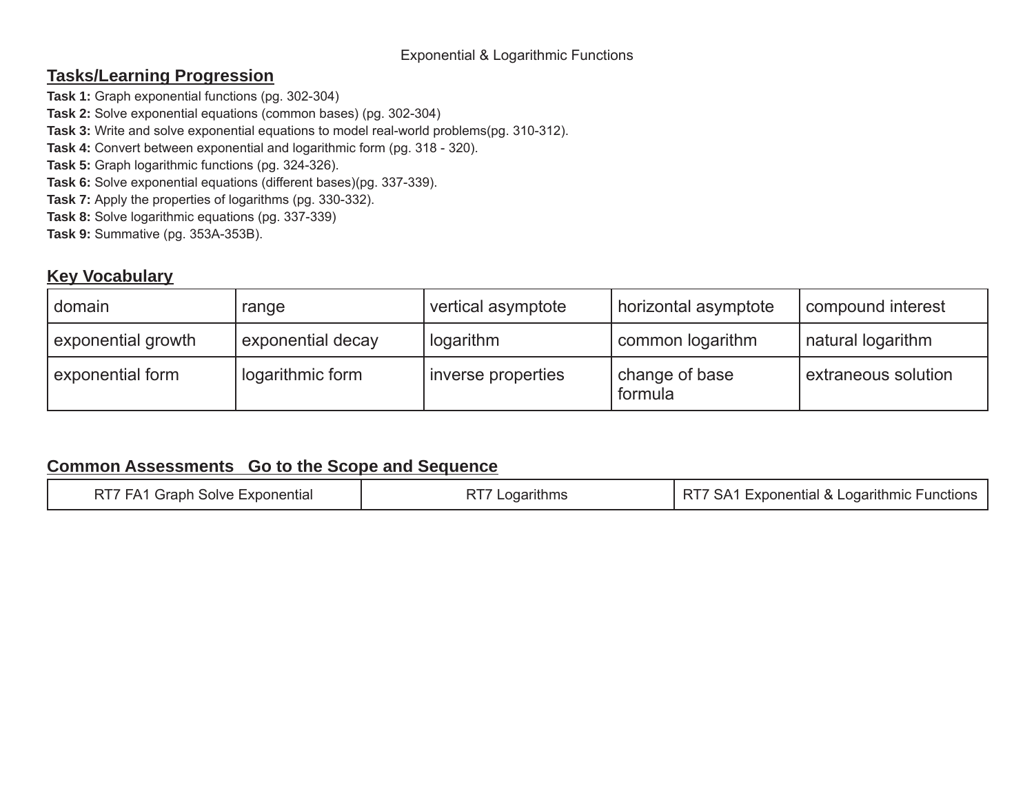Exponential & Logarithmic Functions

## Tasks/Learning Progression

**Task 1:** Graph exponential functions (pg. 302-304)
**Task 2:** Solve exponential equations (common bases) (pg. 302-304)
**Task 3:** Write and solve exponential equations to model real-world problems(pg. 310-312).
**Task 4:** Convert between exponential and logarithmic form (pg. 318 - 320).
**Task 5:** Graph logarithmic functions (pg. 324-326).
**Task 6:** Solve exponential equations (different bases)(pg. 337-339).
**Task 7:** Apply the properties of logarithms (pg. 330-332).
**Task 8:** Solve logarithmic equations (pg. 337-339)
**Task 9:** Summative (pg. 353A-353B).

## Key Vocabulary

| | | | | |
|---|---|---|---|---|
| domain | range | vertical asymptote | horizontal asymptote | compound interest |
| exponential growth | exponential decay | logarithm | common logarithm | natural logarithm |
| exponential form | logarithmic form | inverse properties | change of base formula | extraneous solution |

## Common Assessments   Go to the Scope and Sequence

| | | |
|---|---|---|
| RT7 FA1 Graph Solve Exponential | RT7 Logarithms | RT7 SA1 Exponential & Logarithmic Functions |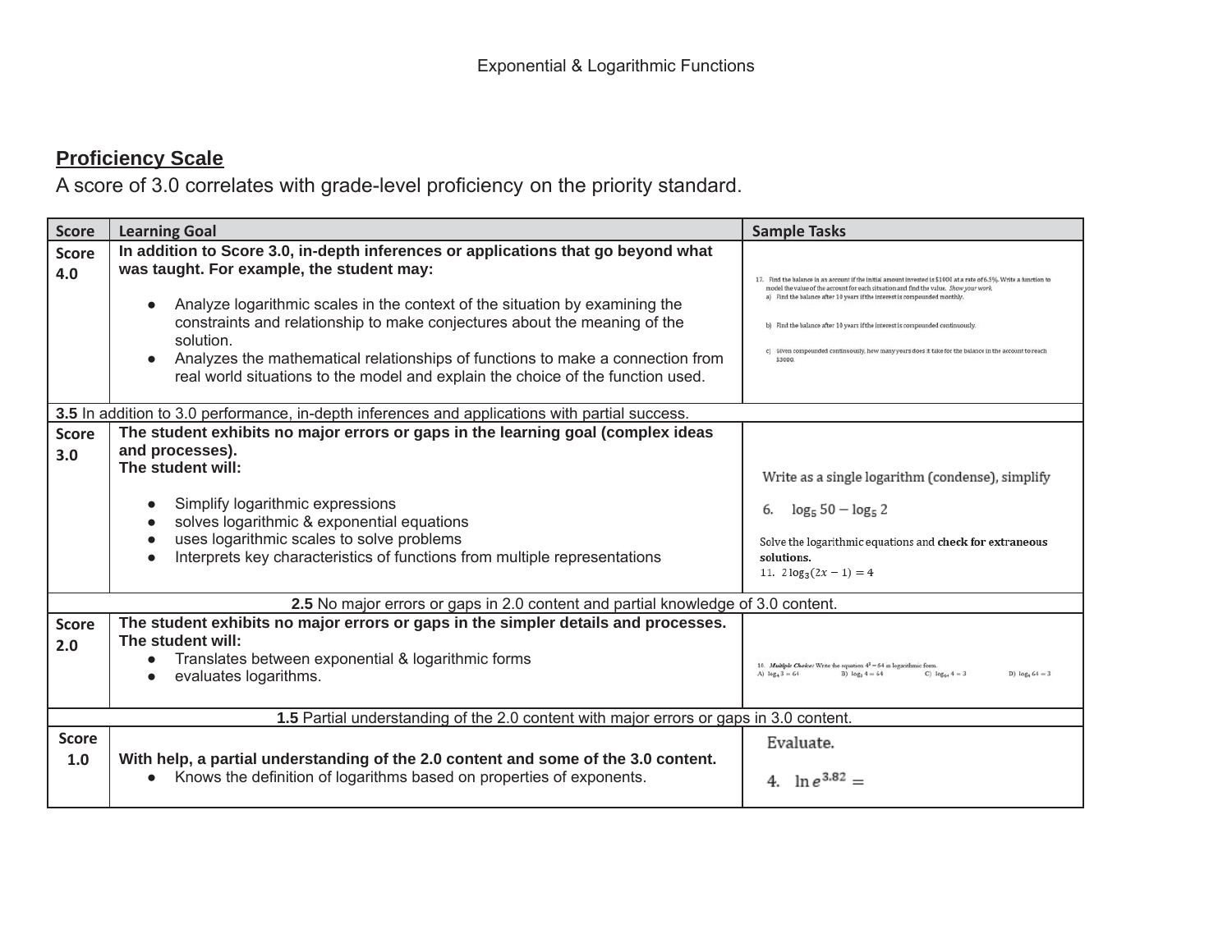## Proficiency Scale

A score of 3.0 correlates with grade-level proficiency on the priority standard.

| Score | Learning Goal | Sample Tasks |
|---|---|---|
| Score 4.0 | **In addition to Score 3.0, in-depth inferences or applications that go beyond what was taught. For example, the student may:**<br>● Analyze logarithmic scales in the context of the situation by examining the constraints and relationship to make conjectures about the meaning of the solution.<br>● Analyzes the mathematical relationships of functions to make a connection from real world situations to the model and explain the choice of the function used. | 17. Find the balance in an account if the initial amount invested is $1000 at a rate of 6.5%. Write a function to model the value of the account for each situation and find the value. *Show your work.*<br>a) Find the balance after 10 years if the interest is compounded monthly.<br>b) Find the balance after 10 years if the interest is compounded continuously.<br>c) Given compounded continuously, how many years does it take for the balance in the account to reach $3000. |
| **3.5** In addition to 3.0 performance, in-depth inferences and applications with partial success. | | |
| Score 3.0 | **The student exhibits no major errors or gaps in the learning goal (complex ideas and processes).**<br>**The student will:**<br>● Simplify logarithmic expressions<br>● solves logarithmic & exponential equations<br>● uses logarithmic scales to solve problems<br>● Interprets key characteristics of functions from multiple representations | Write as a single logarithm (condense), simplify<br>6. $\log_5 50 - \log_5 2$<br>Solve the logarithmic equations and **check for extraneous solutions.**<br>11. $2\log_3(2x-1) = 4$ |
| **2.5** No major errors or gaps in 2.0 content and partial knowledge of 3.0 content. | | |
| Score 2.0 | **The student exhibits no major errors or gaps in the simpler details and processes.**<br>**The student will:**<br>● Translates between exponential & logarithmic forms<br>● evaluates logarithms. | 10. *Multiple Choice:* Write the equation $4^3 = 64$ in logarithmic form.<br>A) $\log_4 3 = 64$ B) $\log_3 4 = 64$ C) $\log_{64} 4 = 3$ D) $\log_4 64 = 3$ |
| **1.5** Partial understanding of the 2.0 content with major errors or gaps in 3.0 content. | | |
| Score 1.0 | **With help, a partial understanding of the 2.0 content and some of the 3.0 content.**<br>● Knows the definition of logarithms based on properties of exponents. | Evaluate.<br>4. $\ln e^{3.82} =$ |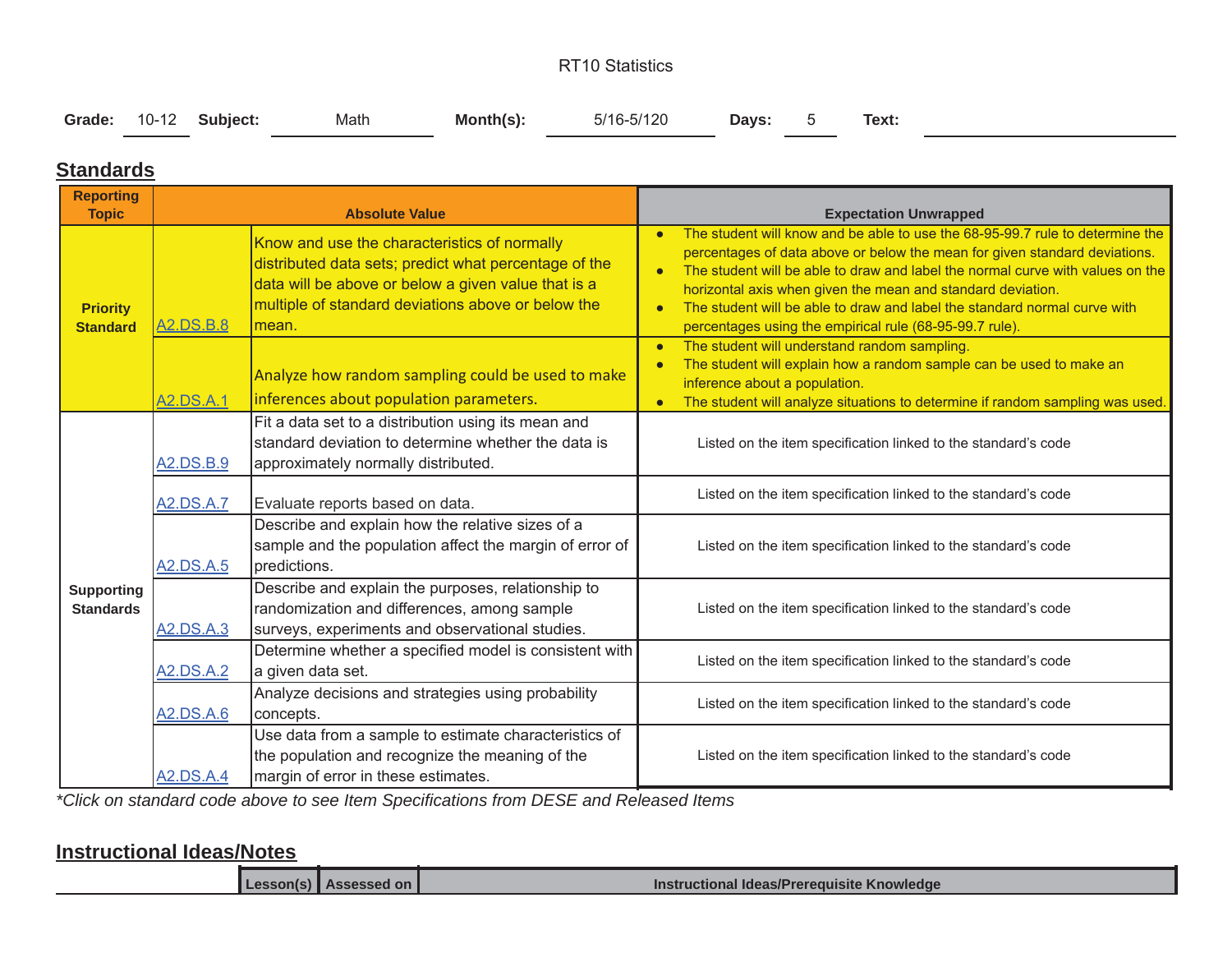RT10 Statistics

**Grade:** 10-12 **Subject:** Math **Month(s):** 5/16-5/120 **Days:** 5 **Text:**

## Standards

| Reporting Topic | Absolute Value | | Expectation Unwrapped |
|---|---|---|---|
| **Priority Standard** | A2.DS.B.8 | Know and use the characteristics of normally distributed data sets; predict what percentage of the data will be above or below a given value that is a multiple of standard deviations above or below the mean. | • The student will know and be able to use the 68-95-99.7 rule to determine the percentages of data above or below the mean for given standard deviations.<br>• The student will be able to draw and label the normal curve with values on the horizontal axis when given the mean and standard deviation.<br>• The student will be able to draw and label the standard normal curve with percentages using the empirical rule (68-95-99.7 rule). |
| | A2.DS.A.1 | Analyze how random sampling could be used to make inferences about population parameters. | • The student will understand random sampling.<br>• The student will explain how a random sample can be used to make an inference about a population.<br>• The student will analyze situations to determine if random sampling was used. |
| **Supporting Standards** | A2.DS.B.9 | Fit a data set to a distribution using its mean and standard deviation to determine whether the data is approximately normally distributed. | Listed on the item specification linked to the standard's code |
| | A2.DS.A.7 | Evaluate reports based on data. | Listed on the item specification linked to the standard's code |
| | A2.DS.A.5 | Describe and explain how the relative sizes of a sample and the population affect the margin of error of predictions. | Listed on the item specification linked to the standard's code |
| | A2.DS.A.3 | Describe and explain the purposes, relationship to randomization and differences, among sample surveys, experiments and observational studies. | Listed on the item specification linked to the standard's code |
| | A2.DS.A.2 | Determine whether a specified model is consistent with a given data set. | Listed on the item specification linked to the standard's code |
| | A2.DS.A.6 | Analyze decisions and strategies using probability concepts. | Listed on the item specification linked to the standard's code |
| | A2.DS.A.4 | Use data from a sample to estimate characteristics of the population and recognize the meaning of the margin of error in these estimates. | Listed on the item specification linked to the standard's code |

*Click on standard code above to see Item Specifications from DESE and Released Items*

## Instructional Ideas/Notes

| | Lesson(s) | Assessed on | Instructional Ideas/Prerequisite Knowledge |
|---|---|---|---|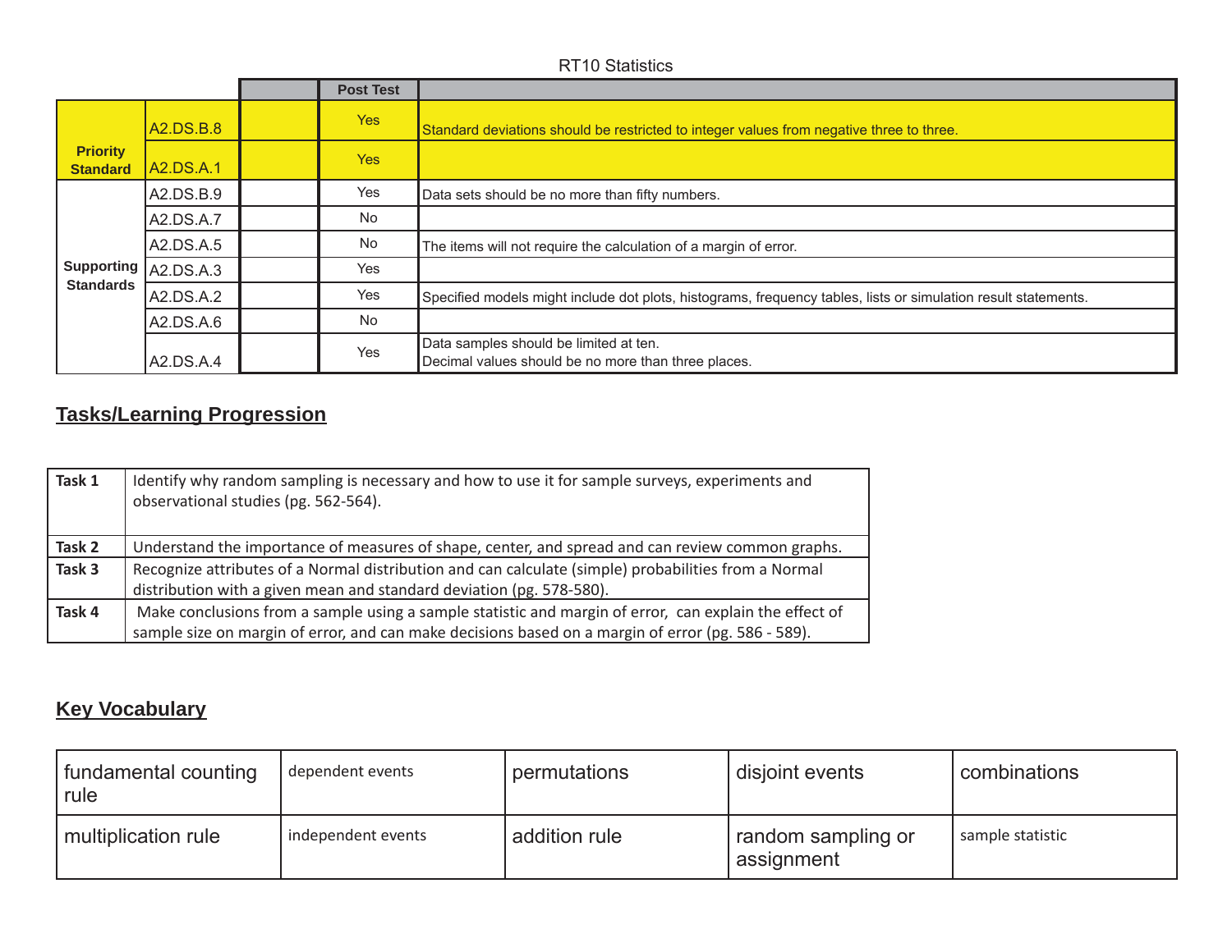RT10 Statistics

| | | | Post Test | |
|---|---|---|---|---|
| Priority Standard | A2.DS.B.8 | | Yes | Standard deviations should be restricted to integer values from negative three to three. |
| | A2.DS.A.1 | | Yes | |
| Supporting Standards | A2.DS.B.9 | | Yes | Data sets should be no more than fifty numbers. |
| | A2.DS.A.7 | | No | |
| | A2.DS.A.5 | | No | The items will not require the calculation of a margin of error. |
| | A2.DS.A.3 | | Yes | |
| | A2.DS.A.2 | | Yes | Specified models might include dot plots, histograms, frequency tables, lists or simulation result statements. |
| | A2.DS.A.6 | | No | |
| | A2.DS.A.4 | | Yes | Data samples should be limited at ten.<br>Decimal values should be no more than three places. |

## Tasks/Learning Progression

| | |
|---|---|
| **Task 1** | Identify why random sampling is necessary and how to use it for sample surveys, experiments and observational studies (pg. 562-564). |
| **Task 2** | Understand the importance of measures of shape, center, and spread and can review common graphs. |
| **Task 3** | Recognize attributes of a Normal distribution and can calculate (simple) probabilities from a Normal distribution with a given mean and standard deviation (pg. 578-580). |
| **Task 4** | Make conclusions from a sample using a sample statistic and margin of error, can explain the effect of sample size on margin of error, and can make decisions based on a margin of error (pg. 586 - 589). |

## Key Vocabulary

| | | | | |
|---|---|---|---|---|
| fundamental counting rule | dependent events | permutations | disjoint events | combinations |
| multiplication rule | independent events | addition rule | random sampling or assignment | sample statistic |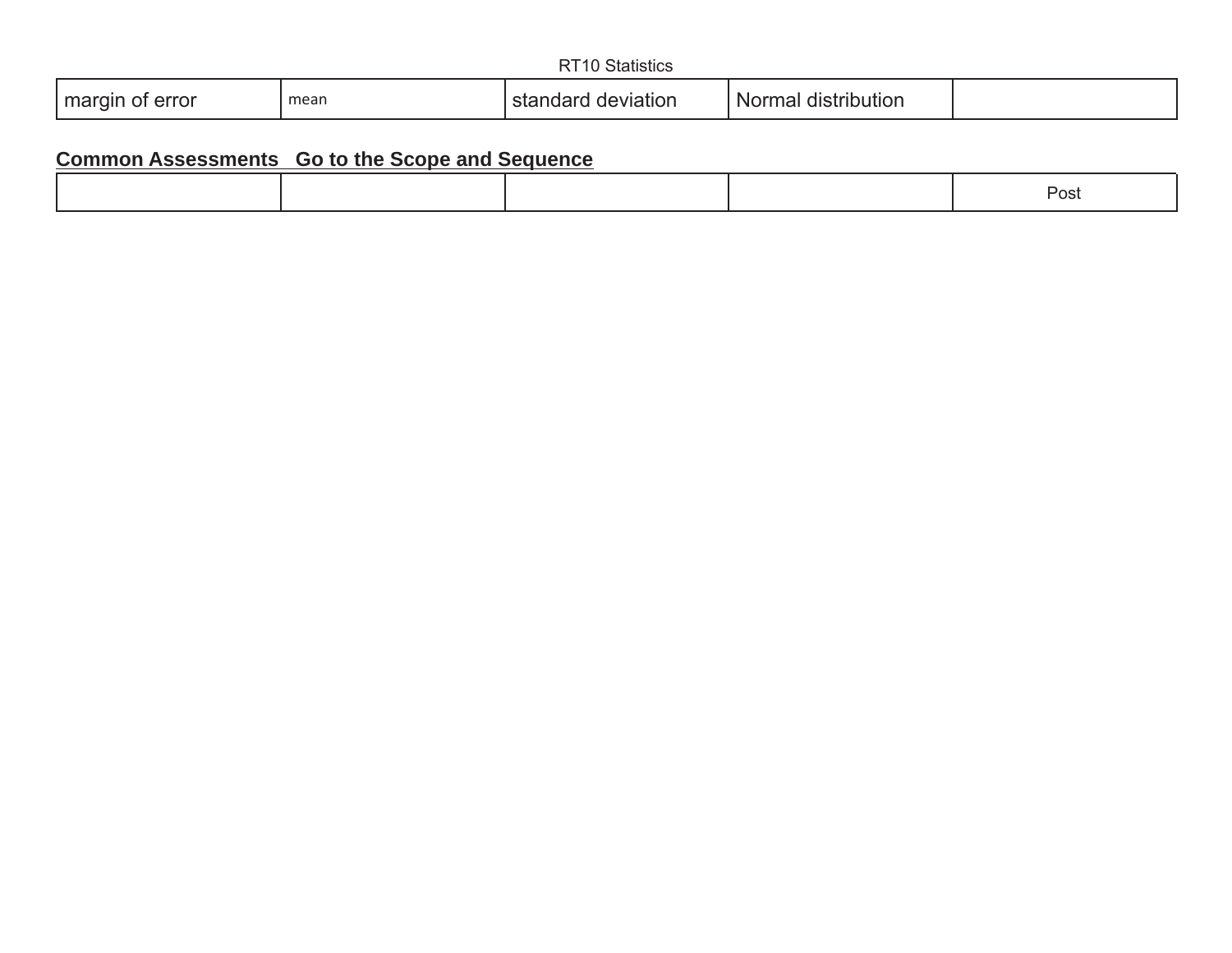RT10 Statistics

| margin of error | mean | standard deviation | Normal distribution | |
|---|---|---|---|---|

**Common Assessments   Go to the Scope and Sequence**

| | | | | Post |
|---|---|---|---|---|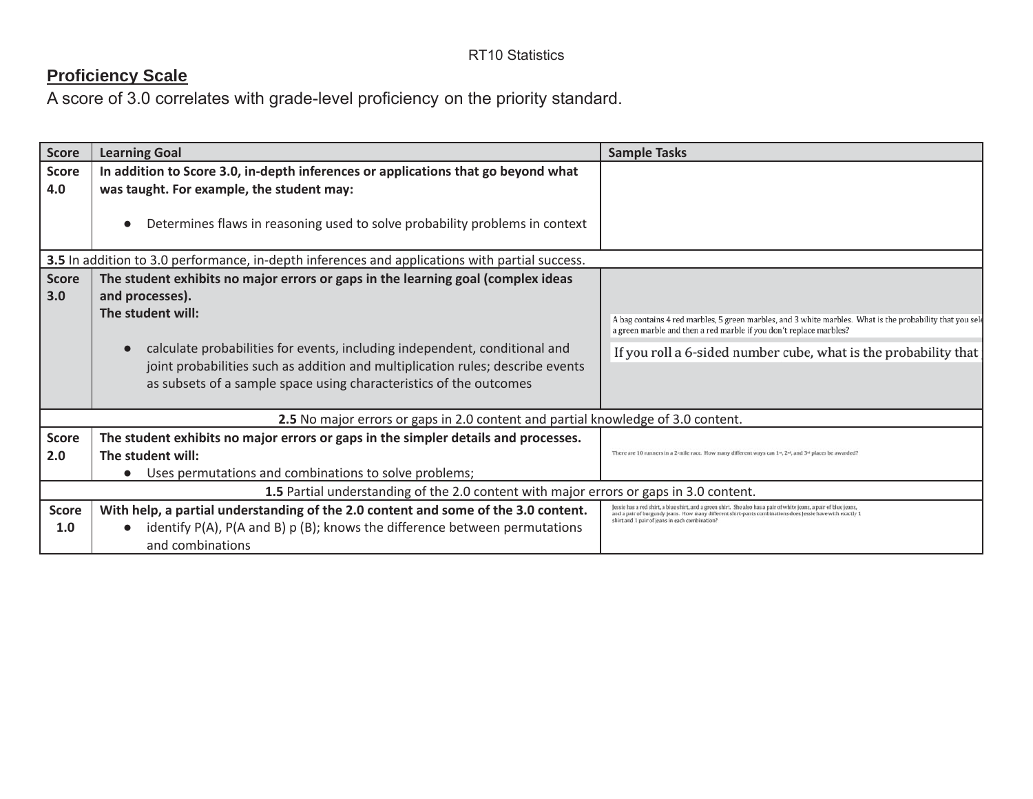RT10 Statistics

## Proficiency Scale

A score of 3.0 correlates with grade-level proficiency on the priority standard.

| Score | Learning Goal | Sample Tasks |
|---|---|---|
| Score 4.0 | **In addition to Score 3.0, in-depth inferences or applications that go beyond what was taught. For example, the student may:**<br><br>● Determines flaws in reasoning used to solve probability problems in context | |
| **3.5** In addition to 3.0 performance, in-depth inferences and applications with partial success. | | |
| Score 3.0 | **The student exhibits no major errors or gaps in the learning goal (complex ideas and processes).**<br>**The student will:**<br><br>● calculate probabilities for events, including independent, conditional and joint probabilities such as addition and multiplication rules; describe events as subsets of a sample space using characteristics of the outcomes | A bag contains 4 red marbles, 5 green marbles, and 3 white marbles. What is the probability that you sele a green marble and then a red marble if you don't replace marbles?<br><br>If you roll a 6-sided number cube, what is the probability that |
| **2.5** No major errors or gaps in 2.0 content and partial knowledge of 3.0 content. | | |
| Score 2.0 | **The student exhibits no major errors or gaps in the simpler details and processes.**<br>**The student will:**<br>● Uses permutations and combinations to solve problems; | There are 10 runners in a 2-mile race. How many different ways can 1st, 2nd, and 3rd places be awarded? |
| **1.5** Partial understanding of the 2.0 content with major errors or gaps in 3.0 content. | | |
| Score 1.0 | **With help, a partial understanding of the 2.0 content and some of the 3.0 content.**<br>● identify P(A), P(A and B) p (B); knows the difference between permutations and combinations | Jessie has a red shirt, a blue shirt, and a green shirt. She also has a pair of white jeans, a pair of blue jeans, and a pair of burgundy jeans. How many different shirt-pants combinations does Jessie have with exactly 1 shirt and 1 pair of jeans in each combination? |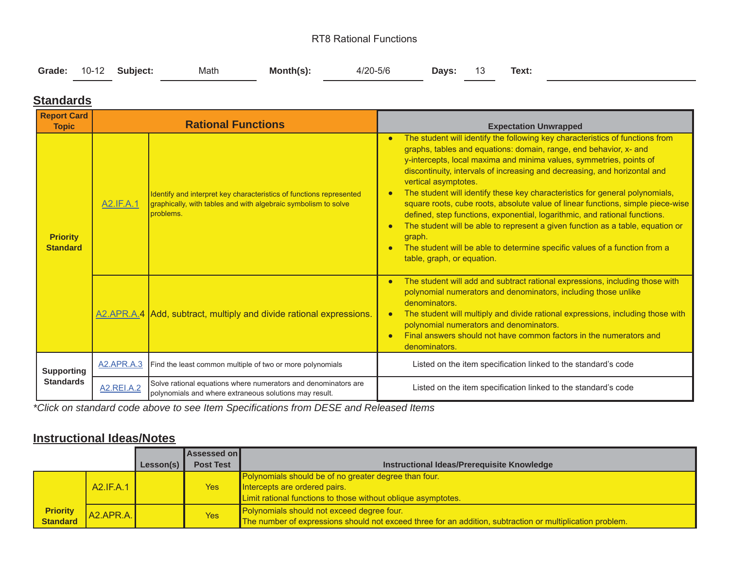RT8 Rational Functions

**Grade:** 10-12 **Subject:** Math **Month(s):** 4/20-5/6 **Days:** 13 **Text:**

## Standards

| Report Card Topic | Rational Functions | | Expectation Unwrapped |
|---|---|---|---|
| Priority Standard | A2.IF.A.1 | Identify and interpret key characteristics of functions represented graphically, with tables and with algebraic symbolism to solve problems. | • The student will identify the following key characteristics of functions from graphs, tables and equations: domain, range, end behavior, x- and y-intercepts, local maxima and minima values, symmetries, points of discontinuity, intervals of increasing and decreasing, and horizontal and vertical asymptotes.<br>• The student will identify these key characteristics for general polynomials, square roots, cube roots, absolute value of linear functions, simple piece-wise defined, step functions, exponential, logarithmic, and rational functions.<br>• The student will be able to represent a given function as a table, equation or graph.<br>• The student will be able to determine specific values of a function from a table, graph, or equation. |
| | A2.APR.A.4 | Add, subtract, multiply and divide rational expressions. | • The student will add and subtract rational expressions, including those with polynomial numerators and denominators, including those unlike denominators.<br>• The student will multiply and divide rational expressions, including those with polynomial numerators and denominators.<br>• Final answers should not have common factors in the numerators and denominators. |
| Supporting Standards | A2.APR.A.3 | Find the least common multiple of two or more polynomials | Listed on the item specification linked to the standard's code |
| | A2.REI.A.2 | Solve rational equations where numerators and denominators are polynomials and where extraneous solutions may result. | Listed on the item specification linked to the standard's code |

*\*Click on standard code above to see Item Specifications from DESE and Released Items*

## Instructional Ideas/Notes

| | | Lesson(s) | Assessed on Post Test | Instructional Ideas/Prerequisite Knowledge |
|---|---|---|---|---|
| Priority Standard | A2.IF.A.1 | | Yes | Polynomials should be of no greater degree than four.<br>Intercepts are ordered pairs.<br>Limit rational functions to those without oblique asymptotes. |
| | A2.APR.A. | | Yes | Polynomials should not exceed degree four.<br>The number of expressions should not exceed three for an addition, subtraction or multiplication problem. |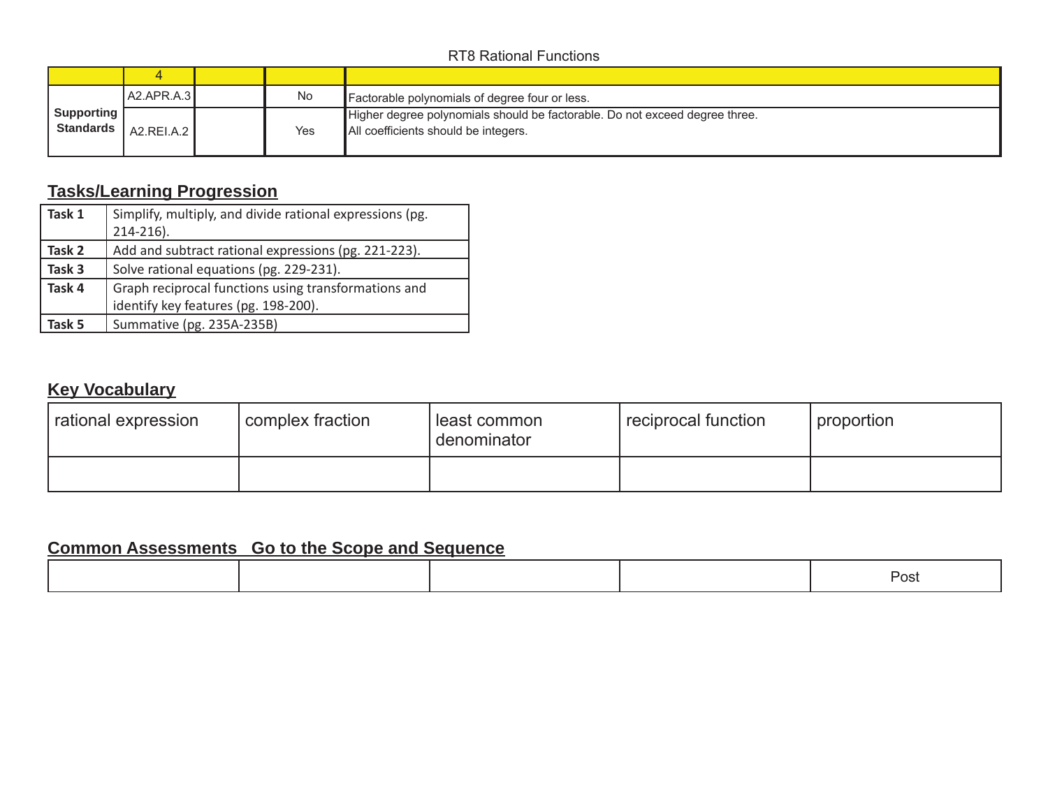RT8 Rational Functions

| | 4 | | | |
|---|---|---|---|---|
| **Supporting Standards** | A2.APR.A.3 | | No | Factorable polynomials of degree four or less. |
| | A2.REI.A.2 | | Yes | Higher degree polynomials should be factorable. Do not exceed degree three. All coefficients should be integers. |

## Tasks/Learning Progression

| | |
|---|---|
| **Task 1** | Simplify, multiply, and divide rational expressions (pg. 214-216). |
| **Task 2** | Add and subtract rational expressions (pg. 221-223). |
| **Task 3** | Solve rational equations (pg. 229-231). |
| **Task 4** | Graph reciprocal functions using transformations and identify key features (pg. 198-200). |
| **Task 5** | Summative (pg. 235A-235B) |

## Key Vocabulary

| rational expression | complex fraction | least common denominator | reciprocal function | proportion |
|---|---|---|---|---|
| | | | | |

## Common Assessments   Go to the Scope and Sequence

| | | | | Post |
|---|---|---|---|---|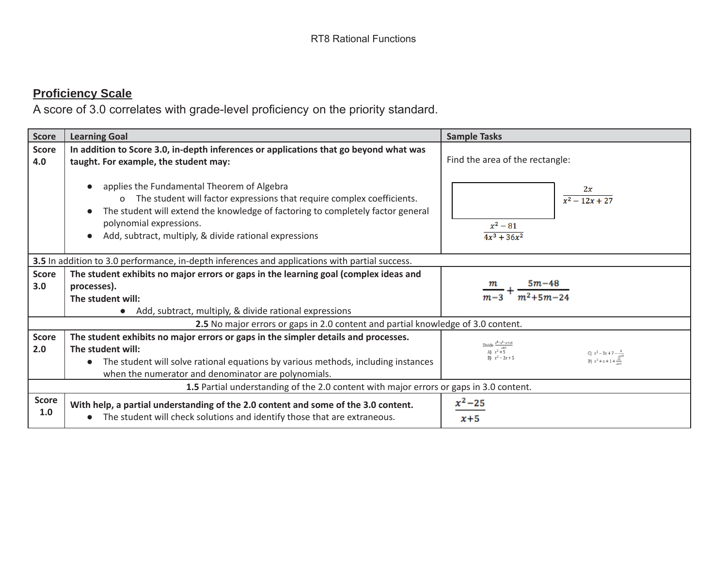## Proficiency Scale

A score of 3.0 correlates with grade-level proficiency on the priority standard.

| Score | Learning Goal | Sample Tasks |
| --- | --- | --- |
| Score 4.0 | **In addition to Score 3.0, in-depth inferences or applications that go beyond what was taught. For example, the student may:**<br>● applies the Fundamental Theorem of Algebra<br>o The student will factor expressions that require complex coefficients.<br>● The student will extend the knowledge of factoring to completely factor general polynomial expressions.<br>● Add, subtract, multiply, & divide rational expressions | Find the area of the rectangle:<br>$\frac{2x}{x^2 - 12x + 27}$<br>$\frac{x^2 - 81}{4x^3 + 36x^2}$ |
| **3.5** In addition to 3.0 performance, in-depth inferences and applications with partial success. | | |
| Score 3.0 | **The student exhibits no major errors or gaps in the learning goal (complex ideas and processes).**<br>**The student will:**<br>● Add, subtract, multiply, & divide rational expressions | $\frac{m}{m-3} + \frac{5m-48}{m^2+5m-24}$ |
| **2.5** No major errors or gaps in 2.0 content and partial knowledge of 3.0 content. | | |
| Score 2.0 | **The student exhibits no major errors or gaps in the simpler details and processes.**<br>**The student will:**<br>● The student will solve rational equations by various methods, including instances when the numerator and denominator are polynomials. | Divide $\frac{x^3 - x^2 - x + 10}{x+2}$<br>A) $x^2 + 5$<br>B) $x^2 - 3x + 5$<br>C) $x^2 - 3x + 7 - \frac{4}{x+2}$<br>D) $x^2 + x + 1 + \frac{12}{x+2}$ |
| **1.5** Partial understanding of the 2.0 content with major errors or gaps in 3.0 content. | | |
| Score 1.0 | **With help, a partial understanding of the 2.0 content and some of the 3.0 content.**<br>● The student will check solutions and identify those that are extraneous. | $\frac{x^2 - 25}{x+5}$ |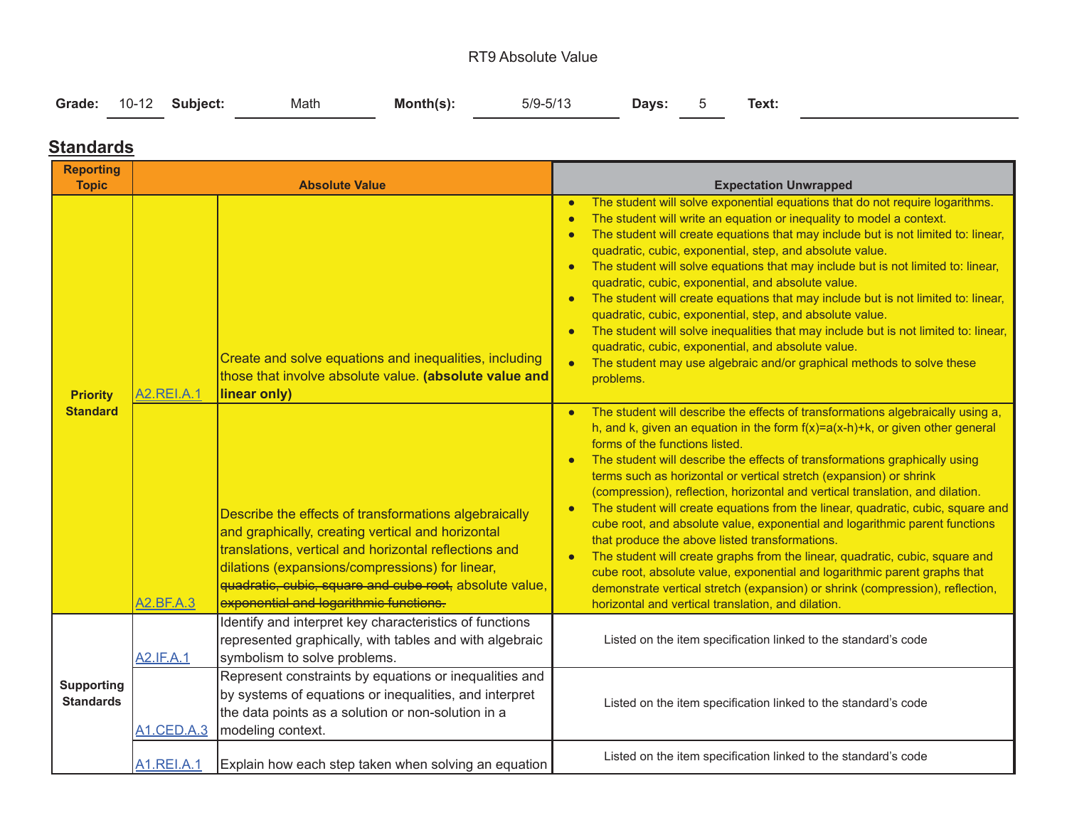RT9 Absolute Value

**Grade:** 10-12 **Subject:** Math **Month(s):** 5/9-5/13 **Days:** 5 **Text:**

## Standards

| Reporting Topic | Absolute Value | | Expectation Unwrapped |
|---|---|---|---|
| **Priority Standard** | A2.REI.A.1 | Create and solve equations and inequalities, including those that involve absolute value. **(absolute value and linear only)** | • The student will solve exponential equations that do not require logarithms.<br>• The student will write an equation or inequality to model a context.<br>• The student will create equations that may include but is not limited to: linear, quadratic, cubic, exponential, step, and absolute value.<br>• The student will solve equations that may include but is not limited to: linear, quadratic, cubic, exponential, and absolute value.<br>• The student will create equations that may include but is not limited to: linear, quadratic, cubic, exponential, step, and absolute value.<br>• The student will solve inequalities that may include but is not limited to: linear, quadratic, cubic, exponential, and absolute value.<br>• The student may use algebraic and/or graphical methods to solve these problems. |
| | A2.BF.A.3 | Describe the effects of transformations algebraically and graphically, creating vertical and horizontal translations, vertical and horizontal reflections and dilations (expansions/compressions) for linear, ~~quadratic, cubic, square and cube root,~~ absolute value, ~~exponential and logarithmic functions.~~ | • The student will describe the effects of transformations algebraically using a, h, and k, given an equation in the form $f(x)=a(x-h)+k$, or given other general forms of the functions listed.<br>• The student will describe the effects of transformations graphically using terms such as horizontal or vertical stretch (expansion) or shrink (compression), reflection, horizontal and vertical translation, and dilation.<br>• The student will create equations from the linear, quadratic, cubic, square and cube root, and absolute value, exponential and logarithmic parent functions that produce the above listed transformations.<br>• The student will create graphs from the linear, quadratic, cubic, square and cube root, absolute value, exponential and logarithmic parent graphs that demonstrate vertical stretch (expansion) or shrink (compression), reflection, horizontal and vertical translation, and dilation. |
| **Supporting Standards** | A2.IF.A.1 | Identify and interpret key characteristics of functions represented graphically, with tables and with algebraic symbolism to solve problems. | Listed on the item specification linked to the standard's code |
| | A1.CED.A.3 | Represent constraints by equations or inequalities and by systems of equations or inequalities, and interpret the data points as a solution or non-solution in a modeling context. | Listed on the item specification linked to the standard's code |
| | A1.REI.A.1 | Explain how each step taken when solving an equation | Listed on the item specification linked to the standard's code |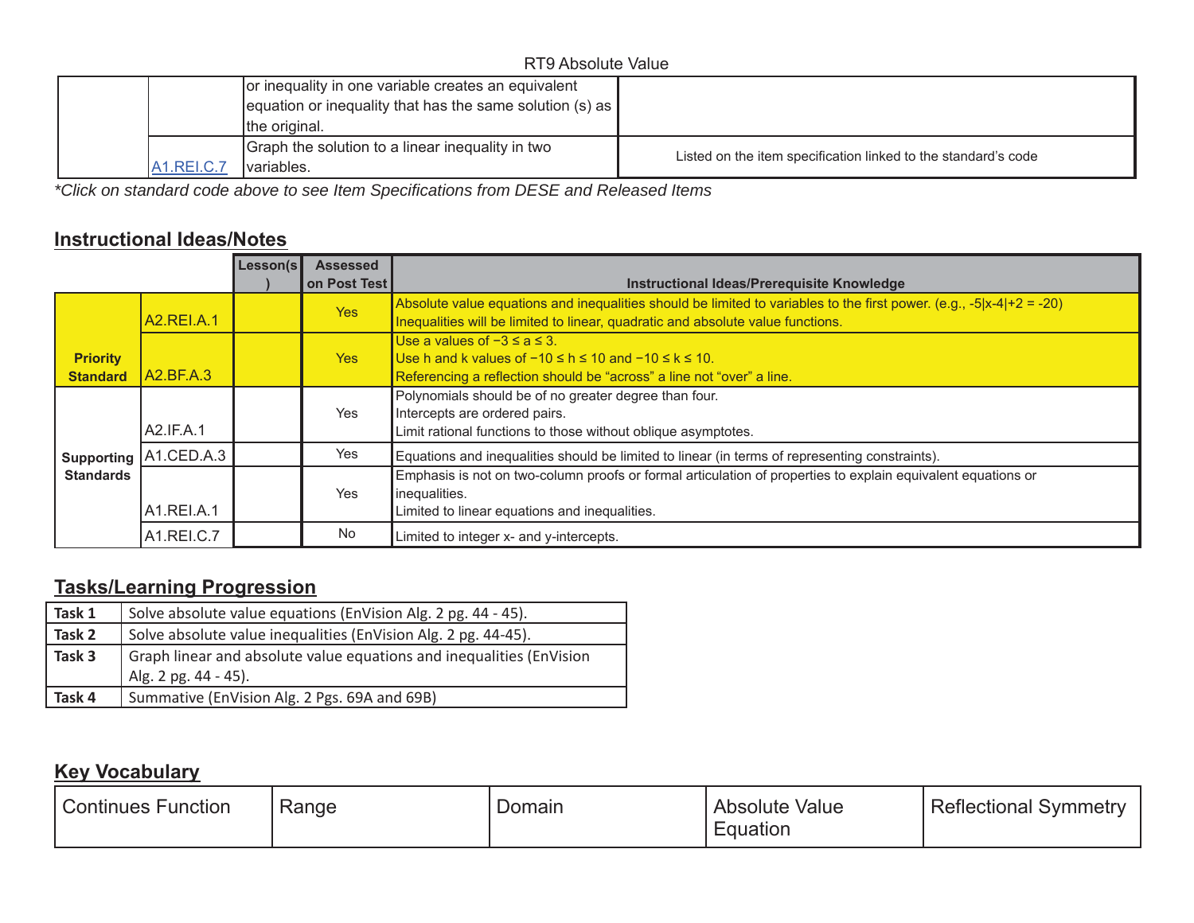RT9 Absolute Value

| | | | |
|---|---|---|---|
| | | or inequality in one variable creates an equivalent equation or inequality that has the same solution (s) as the original. | |
| | A1.REI.C.7 | Graph the solution to a linear inequality in two variables. | Listed on the item specification linked to the standard's code |

*\*Click on standard code above to see Item Specifications from DESE and Released Items*

## Instructional Ideas/Notes

| | | Lesson(s) | Assessed on Post Test | Instructional Ideas/Prerequisite Knowledge |
|---|---|---|---|---|
| **Priority Standard** | A2.REI.A.1 | | Yes | Absolute value equations and inequalities should be limited to variables to the first power. (e.g., $-5\|x-4\|+2 = -20$)<br>Inequalities will be limited to linear, quadratic and absolute value functions. |
| | A2.BF.A.3 | | Yes | Use a values of $-3 \le a \le 3$.<br>Use h and k values of $-10 \le h \le 10$ and $-10 \le k \le 10$.<br>Referencing a reflection should be "across" a line not "over" a line. |
| **Supporting Standards** | A2.IF.A.1 | | Yes | Polynomials should be of no greater degree than four.<br>Intercepts are ordered pairs.<br>Limit rational functions to those without oblique asymptotes. |
| | A1.CED.A.3 | | Yes | Equations and inequalities should be limited to linear (in terms of representing constraints). |
| | A1.REI.A.1 | | Yes | Emphasis is not on two-column proofs or formal articulation of properties to explain equivalent equations or inequalities.<br>Limited to linear equations and inequalities. |
| | A1.REI.C.7 | | No | Limited to integer x- and y-intercepts. |

## Tasks/Learning Progression

| | |
|---|---|
| **Task 1** | Solve absolute value equations (EnVision Alg. 2 pg. 44 - 45). |
| **Task 2** | Solve absolute value inequalities (EnVision Alg. 2 pg. 44-45). |
| **Task 3** | Graph linear and absolute value equations and inequalities (EnVision Alg. 2 pg. 44 - 45). |
| **Task 4** | Summative (EnVision Alg. 2 Pgs. 69A and 69B) |

## Key Vocabulary

| | | | | |
|---|---|---|---|---|
| Continues Function | Range | Domain | Absolute Value Equation | Reflectional Symmetry |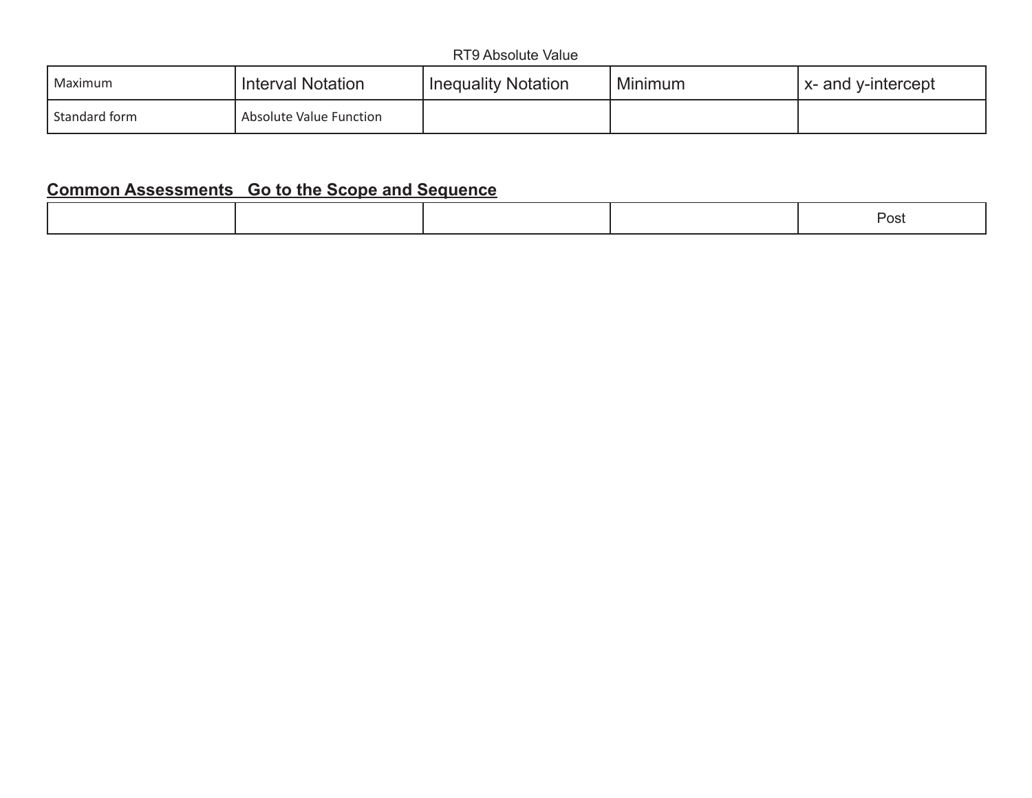RT9 Absolute Value

| Maximum | Interval Notation | Inequality Notation | Minimum | x- and y-intercept |
| --- | --- | --- | --- | --- |
| Standard form | Absolute Value Function | | | |

## Common Assessments Go to the Scope and Sequence

| | | | | Post |
| --- | --- | --- | --- | --- |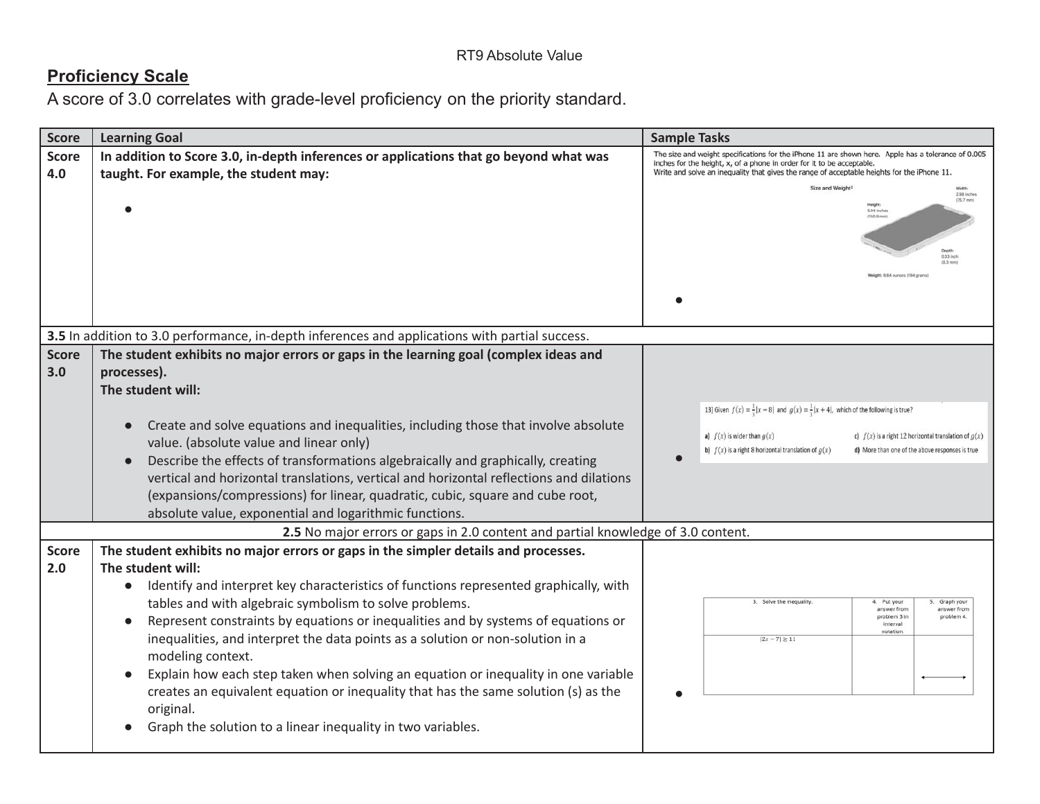RT9 Absolute Value

## Proficiency Scale

A score of 3.0 correlates with grade-level proficiency on the priority standard.

| Score | Learning Goal | Sample Tasks |
|---|---|---|
| Score 4.0 | **In addition to Score 3.0, in-depth inferences or applications that go beyond what was taught. For example, the student may:** <br> • | • The size and weight specifications for the iPhone 11 are shown here. Apple has a tolerance of 0.005 inches for the height, x, of a phone in order for it to be acceptable. Write and solve an inequality that gives the range of acceptable heights for the iPhone 11. <br> Size and Weight[2] <br> Width: 2.98 inches (75.7 mm) <br> Height: 5.94 inches (150.9 mm) <br> Depth: 0.33 inch (8.3 mm) <br> Weight: 6.84 ounces (194 grams) |
| **3.5** In addition to 3.0 performance, in-depth inferences and applications with partial success. | | |
| Score 3.0 | **The student exhibits no major errors or gaps in the learning goal (complex ideas and processes).** <br> **The student will:** <br> • Create and solve equations and inequalities, including those that involve absolute value. (absolute value and linear only) <br> • Describe the effects of transformations algebraically and graphically, creating vertical and horizontal translations, vertical and horizontal reflections and dilations (expansions/compressions) for linear, quadratic, cubic, square and cube root, absolute value, exponential and logarithmic functions. | • 13] Given $f(x) = \frac{1}{3}\lvert x-8 \rvert$ and $g(x) = \frac{1}{3}\lvert x+4 \rvert$, which of the following is true? <br> a) $f(x)$ is wider than $g(x)$ <br> b) $f(x)$ is a right 8 horizontal translation of $g(x)$ <br> c) $f(x)$ is a right 12 horizontal translation of $g(x)$ <br> d) More than one of the above responses is true |
| **2.5** No major errors or gaps in 2.0 content and partial knowledge of 3.0 content. | | |
| Score 2.0 | **The student exhibits no major errors or gaps in the simpler details and processes.** <br> **The student will:** <br> • Identify and interpret key characteristics of functions represented graphically, with tables and with algebraic symbolism to solve problems. <br> • Represent constraints by equations or inequalities and by systems of equations or inequalities, and interpret the data points as a solution or non-solution in a modeling context. <br> • Explain how each step taken when solving an equation or inequality in one variable creates an equivalent equation or inequality that has the same solution (s) as the original. <br> • Graph the solution to a linear inequality in two variables. | • 3. Solve the inequality. $\lvert 2x-7 \rvert \geq 11$ <br> 4. Put your answer from problem 3 in interval notation. <br> 5. Graph your answer from problem 4. |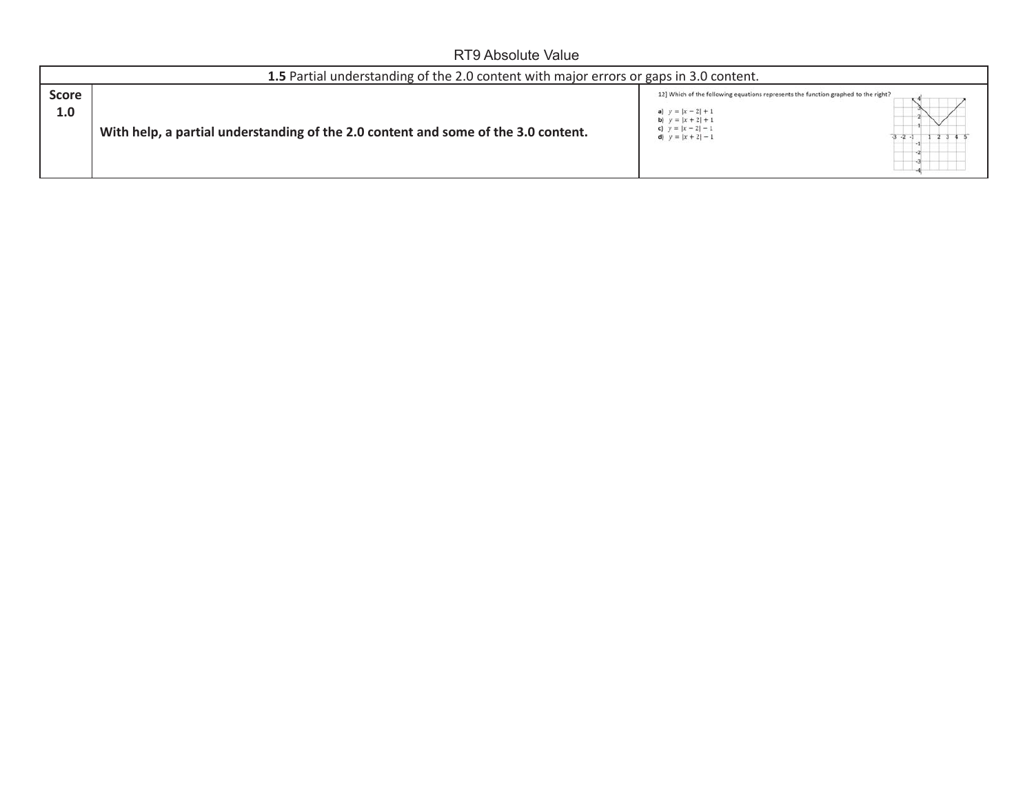RT9 Absolute Value

| | | |
|---|---|---|
| **1.5** Partial understanding of the 2.0 content with major errors or gaps in 3.0 content. | | |
| **Score 1.0** | **With help, a partial understanding of the 2.0 content and some of the 3.0 content.** | 12] Which of the following equations represents the function graphed to the right?<br>**a)** $y = \|x - 2\| + 1$<br>**b)** $y = \|x + 2\| + 1$<br>**c)** $y = \|x - 2\| - 1$<br>**d)** $y = \|x + 2\| - 1$<br>-3 -2 -1 1 2 3 4 5<br>4 3 2 1 -1 -2 -3 -4 |